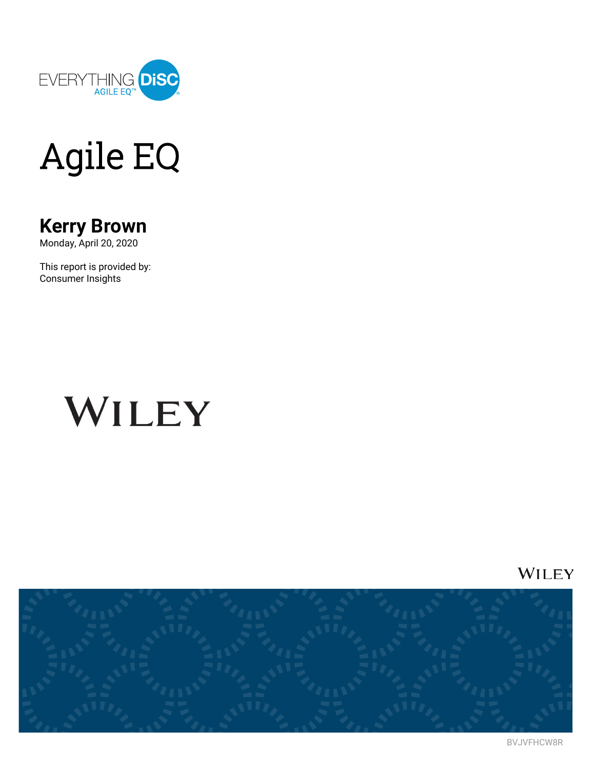EVERYTHING DiSC AGILE EQ™

# Agile EQ

## Kerry Brown

Monday, April 20, 2020

This report is provided by:
Consumer Insights

WILEY

BVJVFHCW8R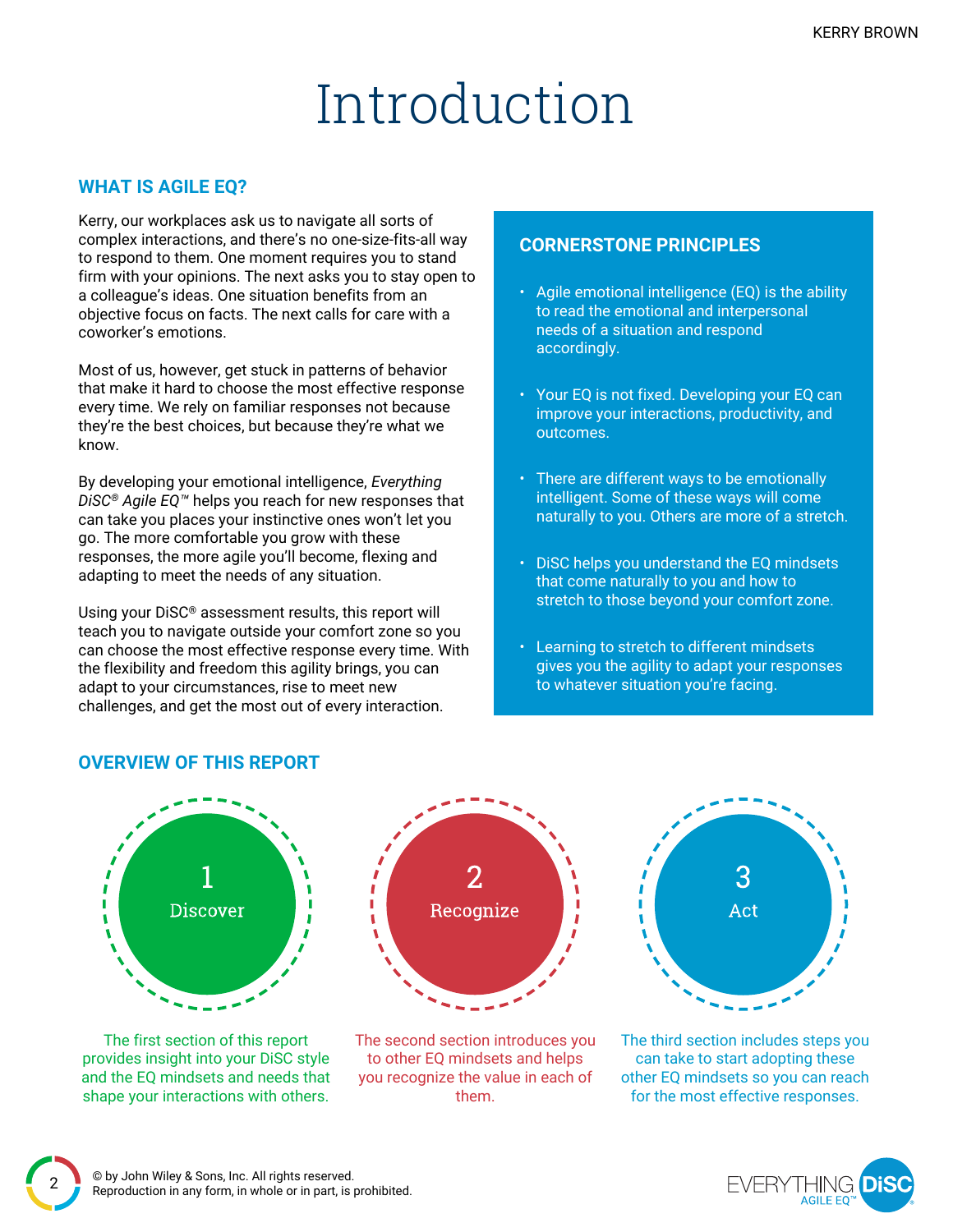# Introduction

## WHAT IS AGILE EQ?

Kerry, our workplaces ask us to navigate all sorts of complex interactions, and there's no one-size-fits-all way to respond to them. One moment requires you to stand firm with your opinions. The next asks you to stay open to a colleague's ideas. One situation benefits from an objective focus on facts. The next calls for care with a coworker's emotions.

Most of us, however, get stuck in patterns of behavior that make it hard to choose the most effective response every time. We rely on familiar responses not because they're the best choices, but because they're what we know.

By developing your emotional intelligence, *Everything DiSC® Agile EQ™* helps you reach for new responses that can take you places your instinctive ones won't let you go. The more comfortable you grow with these responses, the more agile you'll become, flexing and adapting to meet the needs of any situation.

Using your DiSC® assessment results, this report will teach you to navigate outside your comfort zone so you can choose the most effective response every time. With the flexibility and freedom this agility brings, you can adapt to your circumstances, rise to meet new challenges, and get the most out of every interaction.

### CORNERSTONE PRINCIPLES

- Agile emotional intelligence (EQ) is the ability to read the emotional and interpersonal needs of a situation and respond accordingly.
- Your EQ is not fixed. Developing your EQ can improve your interactions, productivity, and outcomes.
- There are different ways to be emotionally intelligent. Some of these ways will come naturally to you. Others are more of a stretch.
- DiSC helps you understand the EQ mindsets that come naturally to you and how to stretch to those beyond your comfort zone.
- Learning to stretch to different mindsets gives you the agility to adapt your responses to whatever situation you're facing.

## OVERVIEW OF THIS REPORT

**1 Discover**

The first section of this report provides insight into your DiSC style and the EQ mindsets and needs that shape your interactions with others.

**2 Recognize**

The second section introduces you to other EQ mindsets and helps you recognize the value in each of them.

**3 Act**

The third section includes steps you can take to start adopting these other EQ mindsets so you can reach for the most effective responses.

© by John Wiley & Sons, Inc. All rights reserved.
Reproduction in any form, in whole or in part, is prohibited.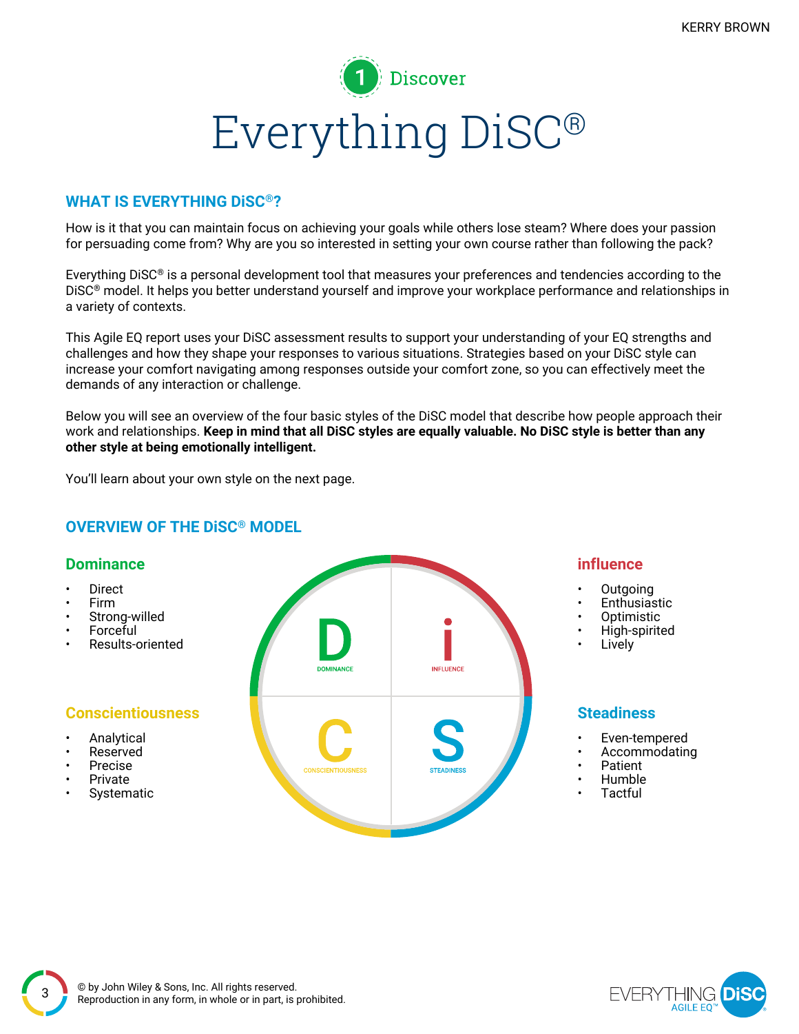1 Discover

# Everything DiSC®

## WHAT IS EVERYTHING DiSC®?

How is it that you can maintain focus on achieving your goals while others lose steam? Where does your passion for persuading come from? Why are you so interested in setting your own course rather than following the pack?

Everything DiSC® is a personal development tool that measures your preferences and tendencies according to the DiSC® model. It helps you better understand yourself and improve your workplace performance and relationships in a variety of contexts.

This Agile EQ report uses your DiSC assessment results to support your understanding of your EQ strengths and challenges and how they shape your responses to various situations. Strategies based on your DiSC style can increase your comfort navigating among responses outside your comfort zone, so you can effectively meet the demands of any interaction or challenge.

Below you will see an overview of the four basic styles of the DiSC model that describe how people approach their work and relationships. **Keep in mind that all DiSC styles are equally valuable. No DiSC style is better than any other style at being emotionally intelligent.**

You'll learn about your own style on the next page.

## OVERVIEW OF THE DiSC® MODEL

### Dominance

- Direct
- Firm
- Strong-willed
- Forceful
- Results-oriented

### influence

- Outgoing
- Enthusiastic
- Optimistic
- High-spirited
- Lively

### Conscientiousness

- Analytical
- Reserved
- Precise
- Private
- Systematic

### Steadiness

- Even-tempered
- Accommodating
- Patient
- Humble
- Tactful

D DOMINANCE | i INFLUENCE | C CONSCIENTIOUSNESS | S STEADINESS

© by John Wiley & Sons, Inc. All rights reserved.
Reproduction in any form, in whole or in part, is prohibited.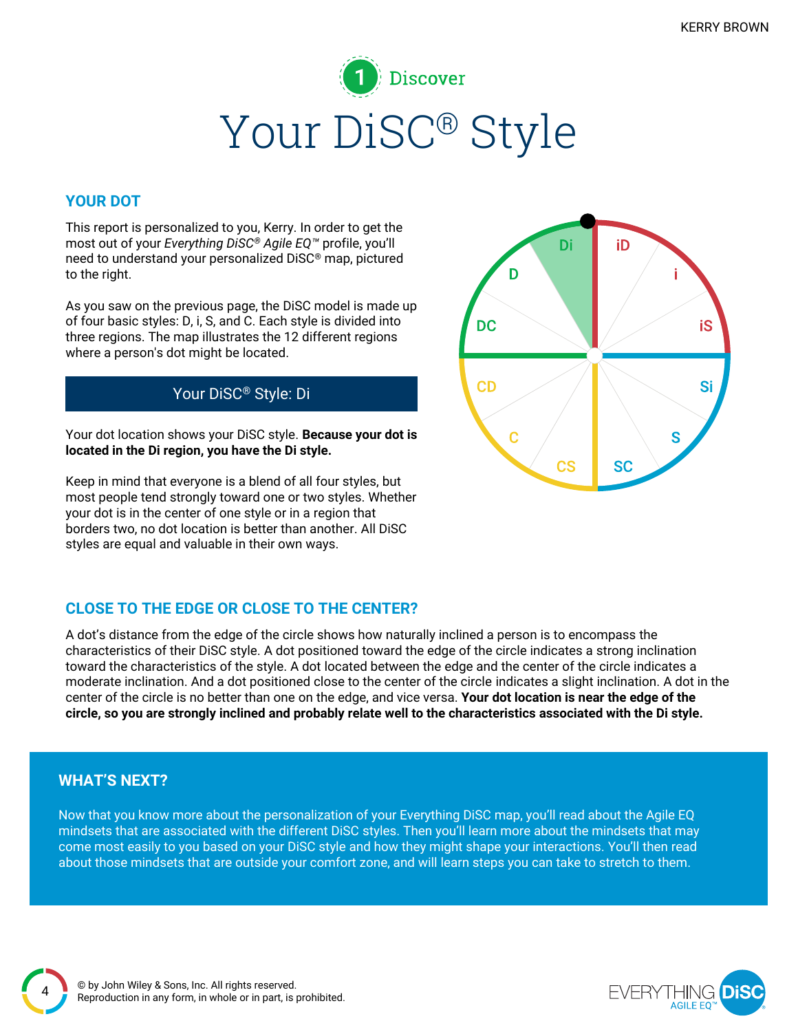1 Discover

# Your DiSC® Style

## YOUR DOT

This report is personalized to you, Kerry. In order to get the most out of your *Everything DiSC® Agile EQ™* profile, you'll need to understand your personalized DiSC® map, pictured to the right.

As you saw on the previous page, the DiSC model is made up of four basic styles: D, i, S, and C. Each style is divided into three regions. The map illustrates the 12 different regions where a person's dot might be located.

**Your DiSC® Style: Di**

Your dot location shows your DiSC style. **Because your dot is located in the Di region, you have the Di style.**

Keep in mind that everyone is a blend of all four styles, but most people tend strongly toward one or two styles. Whether your dot is in the center of one style or in a region that borders two, no dot location is better than another. All DiSC styles are equal and valuable in their own ways.

## CLOSE TO THE EDGE OR CLOSE TO THE CENTER?

A dot's distance from the edge of the circle shows how naturally inclined a person is to encompass the characteristics of their DiSC style. A dot positioned toward the edge of the circle indicates a strong inclination toward the characteristics of the style. A dot located between the edge and the center of the circle indicates a moderate inclination. And a dot positioned close to the center of the circle indicates a slight inclination. A dot in the center of the circle is no better than one on the edge, and vice versa. **Your dot location is near the edge of the circle, so you are strongly inclined and probably relate well to the characteristics associated with the Di style.**

## WHAT'S NEXT?

Now that you know more about the personalization of your Everything DiSC map, you'll read about the Agile EQ mindsets that are associated with the different DiSC styles. Then you'll learn more about the mindsets that may come most easily to you based on your DiSC style and how they might shape your interactions. You'll then read about those mindsets that are outside your comfort zone, and will learn steps you can take to stretch to them.

© by John Wiley & Sons, Inc. All rights reserved.
Reproduction in any form, in whole or in part, is prohibited.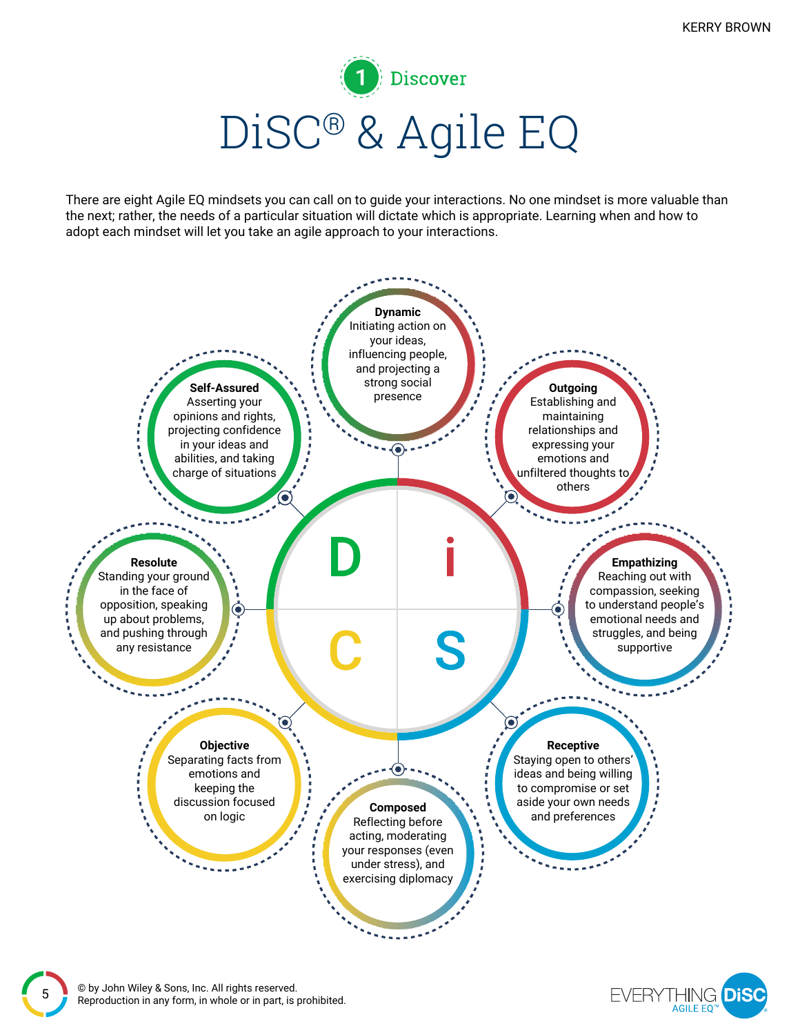## 1 Discover

# DiSC® & Agile EQ

There are eight Agile EQ mindsets you can call on to guide your interactions. No one mindset is more valuable than the next; rather, the needs of a particular situation will dictate which is appropriate. Learning when and how to adopt each mindset will let you take an agile approach to your interactions.

D i C S

**Dynamic**
Initiating action on your ideas, influencing people, and projecting a strong social presence

**Outgoing**
Establishing and maintaining relationships and expressing your emotions and unfiltered thoughts to others

**Empathizing**
Reaching out with compassion, seeking to understand people's emotional needs and struggles, and being supportive

**Receptive**
Staying open to others' ideas and being willing to compromise or set aside your own needs and preferences

**Composed**
Reflecting before acting, moderating your responses (even under stress), and exercising diplomacy

**Objective**
Separating facts from emotions and keeping the discussion focused on logic

**Resolute**
Standing your ground in the face of opposition, speaking up about problems, and pushing through any resistance

**Self-Assured**
Asserting your opinions and rights, projecting confidence in your ideas and abilities, and taking charge of situations

© by John Wiley & Sons, Inc. All rights reserved.
Reproduction in any form, in whole or in part, is prohibited.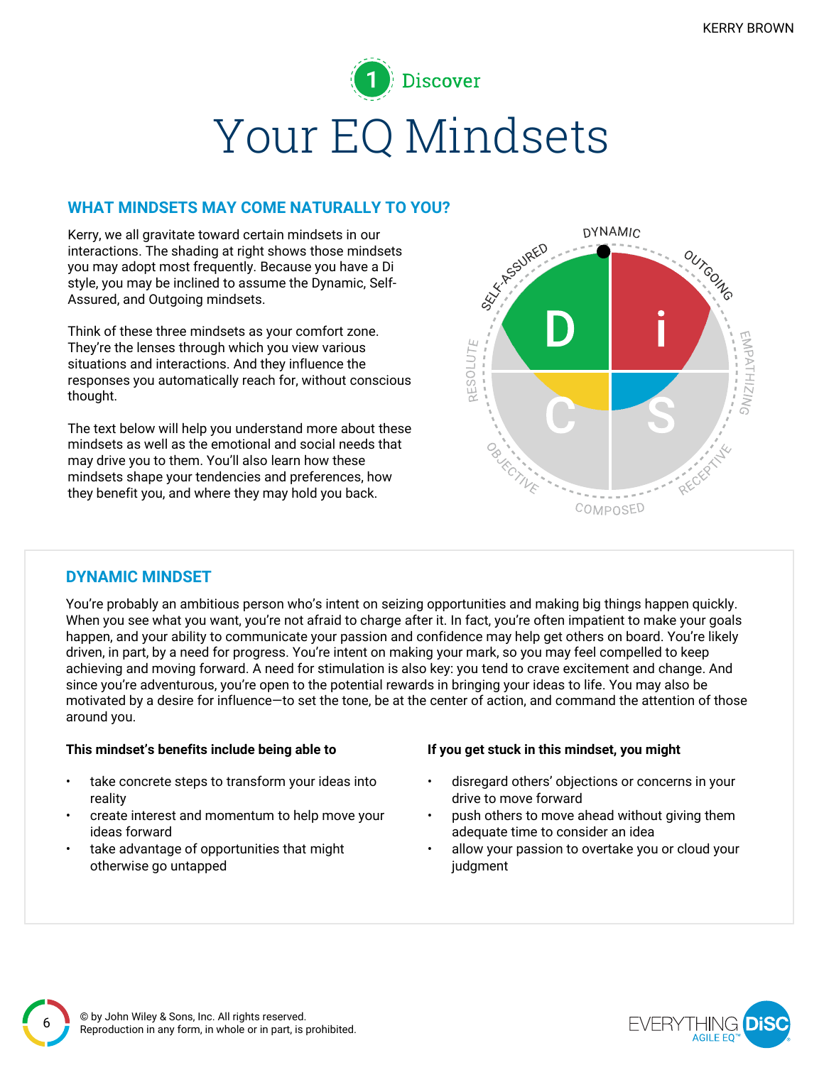1 Discover

# Your EQ Mindsets

## WHAT MINDSETS MAY COME NATURALLY TO YOU?

Kerry, we all gravitate toward certain mindsets in our interactions. The shading at right shows those mindsets you may adopt most frequently. Because you have a Di style, you may be inclined to assume the Dynamic, Self-Assured, and Outgoing mindsets.

Think of these three mindsets as your comfort zone. They're the lenses through which you view various situations and interactions. And they influence the responses you automatically reach for, without conscious thought.

The text below will help you understand more about these mindsets as well as the emotional and social needs that may drive you to them. You'll also learn how these mindsets shape your tendencies and preferences, how they benefit you, and where they may hold you back.

## DYNAMIC MINDSET

You're probably an ambitious person who's intent on seizing opportunities and making big things happen quickly. When you see what you want, you're not afraid to charge after it. In fact, you're often impatient to make your goals happen, and your ability to communicate your passion and confidence may help get others on board. You're likely driven, in part, by a need for progress. You're intent on making your mark, so you may feel compelled to keep achieving and moving forward. A need for stimulation is also key: you tend to crave excitement and change. And since you're adventurous, you're open to the potential rewards in bringing your ideas to life. You may also be motivated by a desire for influence—to set the tone, be at the center of action, and command the attention of those around you.

**This mindset's benefits include being able to**

- take concrete steps to transform your ideas into reality
- create interest and momentum to help move your ideas forward
- take advantage of opportunities that might otherwise go untapped

**If you get stuck in this mindset, you might**

- disregard others' objections or concerns in your drive to move forward
- push others to move ahead without giving them adequate time to consider an idea
- allow your passion to overtake you or cloud your judgment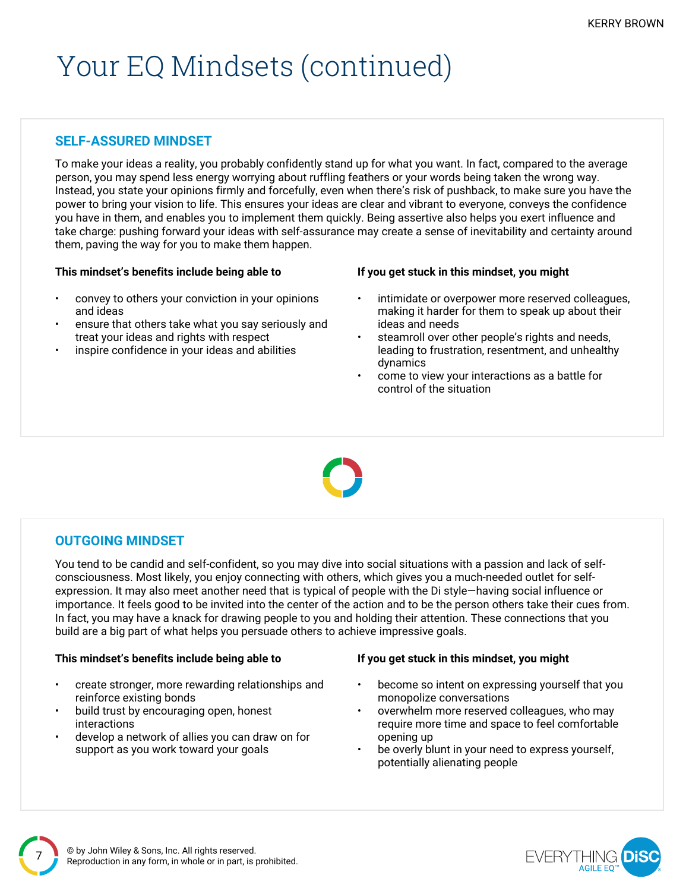# Your EQ Mindsets (continued)

## SELF-ASSURED MINDSET

To make your ideas a reality, you probably confidently stand up for what you want. In fact, compared to the average person, you may spend less energy worrying about ruffling feathers or your words being taken the wrong way. Instead, you state your opinions firmly and forcefully, even when there's risk of pushback, to make sure you have the power to bring your vision to life. This ensures your ideas are clear and vibrant to everyone, conveys the confidence you have in them, and enables you to implement them quickly. Being assertive also helps you exert influence and take charge: pushing forward your ideas with self-assurance may create a sense of inevitability and certainty around them, paving the way for you to make them happen.

**This mindset's benefits include being able to**

- convey to others your conviction in your opinions and ideas
- ensure that others take what you say seriously and treat your ideas and rights with respect
- inspire confidence in your ideas and abilities

**If you get stuck in this mindset, you might**

- intimidate or overpower more reserved colleagues, making it harder for them to speak up about their ideas and needs
- steamroll over other people's rights and needs, leading to frustration, resentment, and unhealthy dynamics
- come to view your interactions as a battle for control of the situation

## OUTGOING MINDSET

You tend to be candid and self-confident, so you may dive into social situations with a passion and lack of self-consciousness. Most likely, you enjoy connecting with others, which gives you a much-needed outlet for self-expression. It may also meet another need that is typical of people with the Di style—having social influence or importance. It feels good to be invited into the center of the action and to be the person others take their cues from. In fact, you may have a knack for drawing people to you and holding their attention. These connections that you build are a big part of what helps you persuade others to achieve impressive goals.

**This mindset's benefits include being able to**

- create stronger, more rewarding relationships and reinforce existing bonds
- build trust by encouraging open, honest interactions
- develop a network of allies you can draw on for support as you work toward your goals

**If you get stuck in this mindset, you might**

- become so intent on expressing yourself that you monopolize conversations
- overwhelm more reserved colleagues, who may require more time and space to feel comfortable opening up
- be overly blunt in your need to express yourself, potentially alienating people

© by John Wiley & Sons, Inc. All rights reserved.
Reproduction in any form, in whole or in part, is prohibited.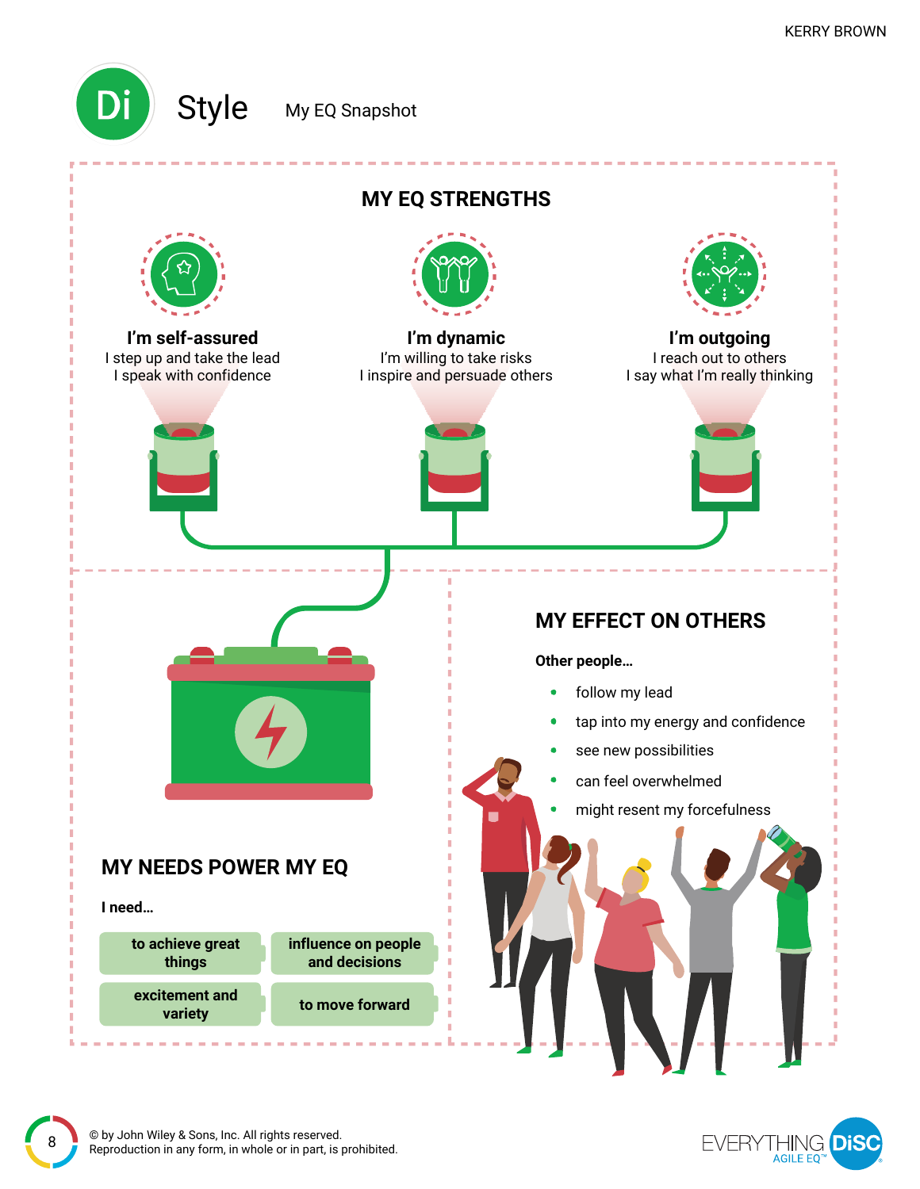# Di Style

My EQ Snapshot

## MY EQ STRENGTHS

**I'm self-assured**
I step up and take the lead
I speak with confidence

**I'm dynamic**
I'm willing to take risks
I inspire and persuade others

**I'm outgoing**
I reach out to others
I say what I'm really thinking

## MY NEEDS POWER MY EQ

**I need…**

- to achieve great things
- influence on people and decisions
- excitement and variety
- to move forward

## MY EFFECT ON OTHERS

**Other people…**

- follow my lead
- tap into my energy and confidence
- see new possibilities
- can feel overwhelmed
- might resent my forcefulness

© by John Wiley & Sons, Inc. All rights reserved.
Reproduction in any form, in whole or in part, is prohibited.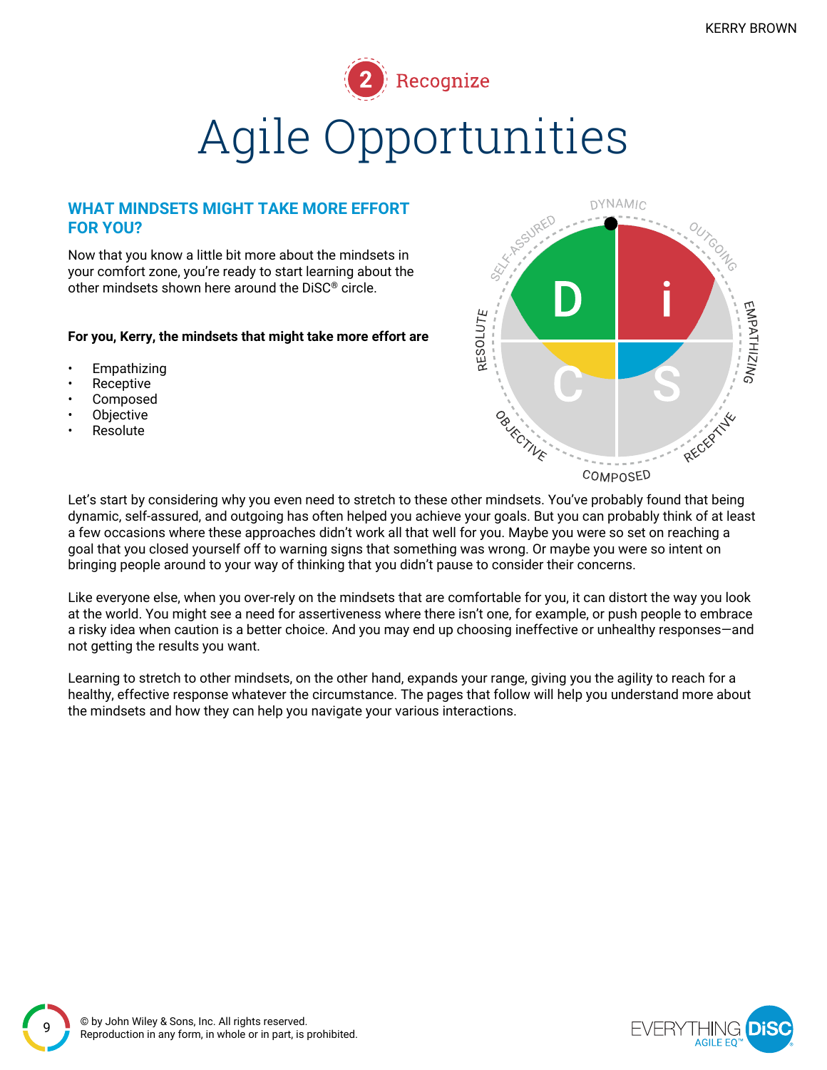2 Recognize

# Agile Opportunities

## WHAT MINDSETS MIGHT TAKE MORE EFFORT FOR YOU?

Now that you know a little bit more about the mindsets in your comfort zone, you're ready to start learning about the other mindsets shown here around the DiSC® circle.

**For you, Kerry, the mindsets that might take more effort are**

- Empathizing
- Receptive
- Composed
- Objective
- Resolute

Let's start by considering why you even need to stretch to these other mindsets. You've probably found that being dynamic, self-assured, and outgoing has often helped you achieve your goals. But you can probably think of at least a few occasions where these approaches didn't work all that well for you. Maybe you were so set on reaching a goal that you closed yourself off to warning signs that something was wrong. Or maybe you were so intent on bringing people around to your way of thinking that you didn't pause to consider their concerns.

Like everyone else, when you over-rely on the mindsets that are comfortable for you, it can distort the way you look at the world. You might see a need for assertiveness where there isn't one, for example, or push people to embrace a risky idea when caution is a better choice. And you may end up choosing ineffective or unhealthy responses—and not getting the results you want.

Learning to stretch to other mindsets, on the other hand, expands your range, giving you the agility to reach for a healthy, effective response whatever the circumstance. The pages that follow will help you understand more about the mindsets and how they can help you navigate your various interactions.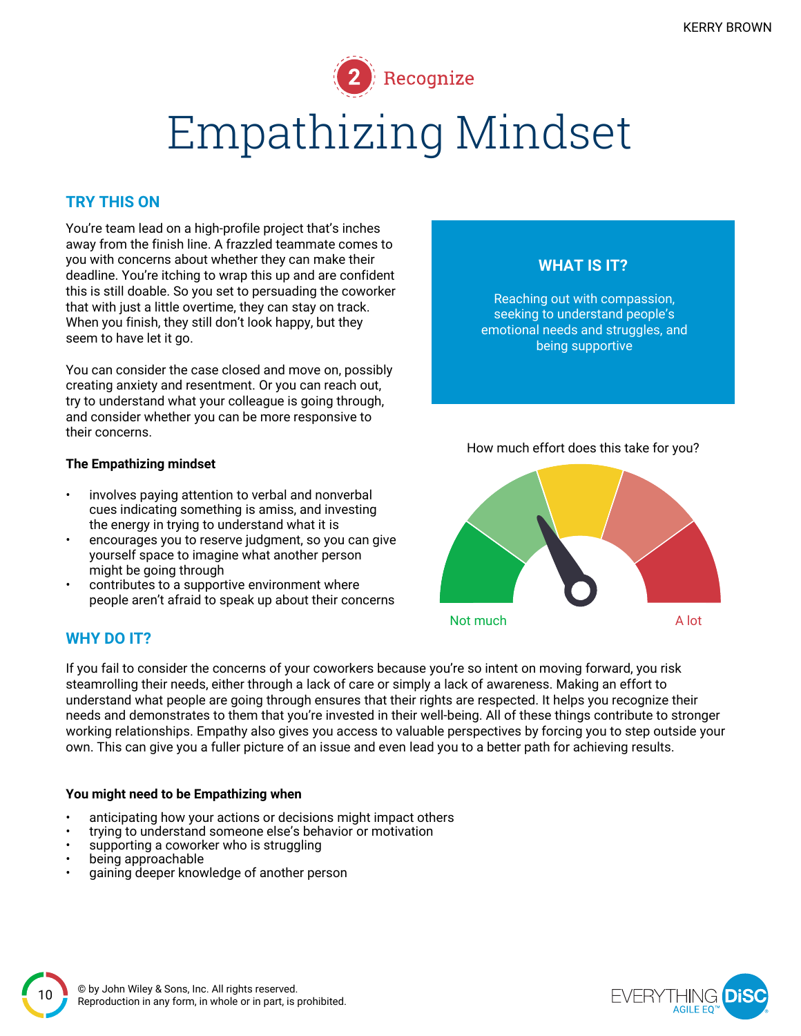2 Recognize

# Empathizing Mindset

## TRY THIS ON

You're team lead on a high-profile project that's inches away from the finish line. A frazzled teammate comes to you with concerns about whether they can make their deadline. You're itching to wrap this up and are confident this is still doable. So you set to persuading the coworker that with just a little overtime, they can stay on track. When you finish, they still don't look happy, but they seem to have let it go.

You can consider the case closed and move on, possibly creating anxiety and resentment. Or you can reach out, try to understand what your colleague is going through, and consider whether you can be more responsive to their concerns.

**The Empathizing mindset**

- involves paying attention to verbal and nonverbal cues indicating something is amiss, and investing the energy in trying to understand what it is
- encourages you to reserve judgment, so you can give yourself space to imagine what another person might be going through
- contributes to a supportive environment where people aren't afraid to speak up about their concerns

### WHAT IS IT?

Reaching out with compassion, seeking to understand people's emotional needs and struggles, and being supportive

How much effort does this take for you?

Not much — A lot

## WHY DO IT?

If you fail to consider the concerns of your coworkers because you're so intent on moving forward, you risk steamrolling their needs, either through a lack of care or simply a lack of awareness. Making an effort to understand what people are going through ensures that their rights are respected. It helps you recognize their needs and demonstrates to them that you're invested in their well-being. All of these things contribute to stronger working relationships. Empathy also gives you access to valuable perspectives by forcing you to step outside your own. This can give you a fuller picture of an issue and even lead you to a better path for achieving results.

**You might need to be Empathizing when**

- anticipating how your actions or decisions might impact others
- trying to understand someone else's behavior or motivation
- supporting a coworker who is struggling
- being approachable
- gaining deeper knowledge of another person

© by John Wiley & Sons, Inc. All rights reserved.
Reproduction in any form, in whole or in part, is prohibited.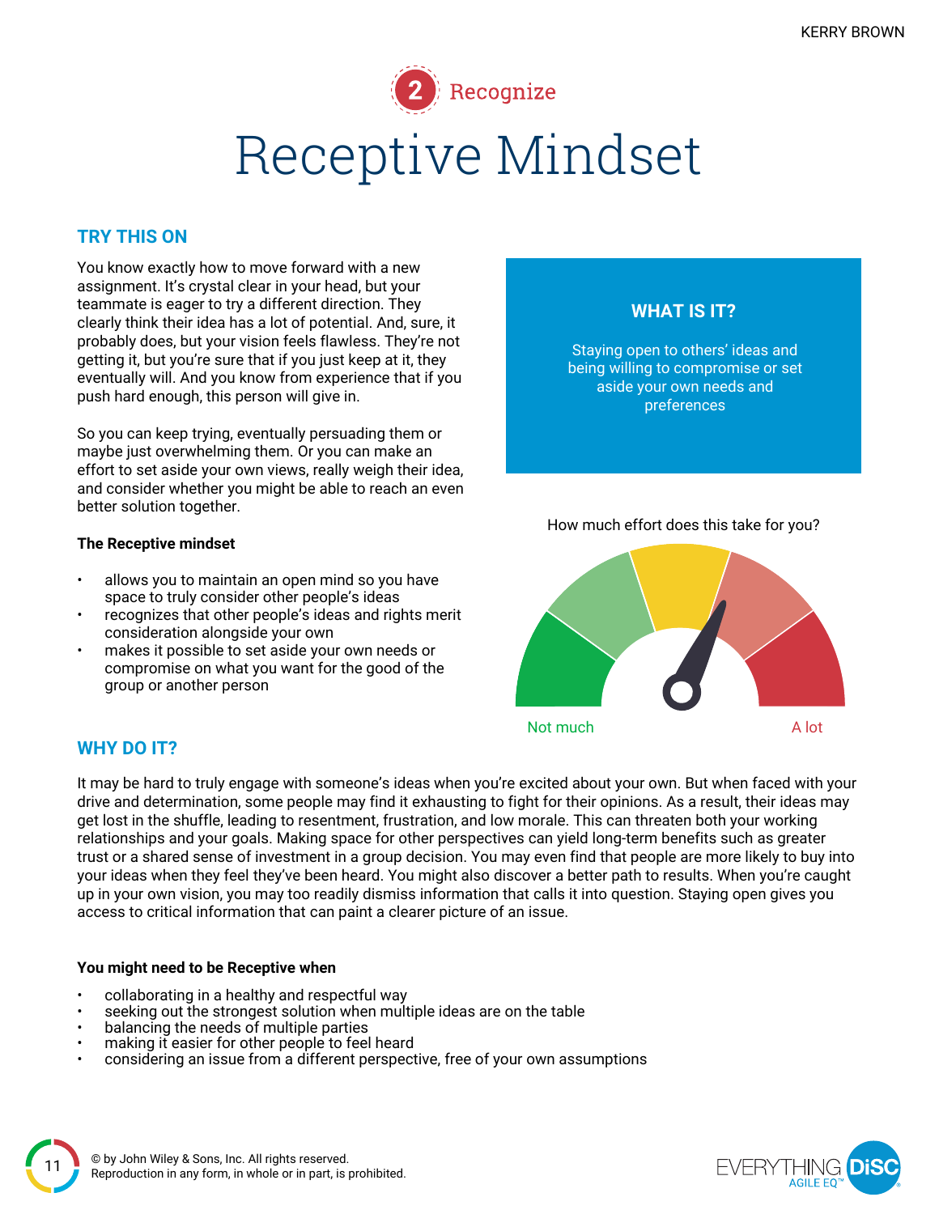2 Recognize

# Receptive Mindset

## TRY THIS ON

You know exactly how to move forward with a new assignment. It's crystal clear in your head, but your teammate is eager to try a different direction. They clearly think their idea has a lot of potential. And, sure, it probably does, but your vision feels flawless. They're not getting it, but you're sure that if you just keep at it, they eventually will. And you know from experience that if you push hard enough, this person will give in.

So you can keep trying, eventually persuading them or maybe just overwhelming them. Or you can make an effort to set aside your own views, really weigh their idea, and consider whether you might be able to reach an even better solution together.

**The Receptive mindset**

- allows you to maintain an open mind so you have space to truly consider other people's ideas
- recognizes that other people's ideas and rights merit consideration alongside your own
- makes it possible to set aside your own needs or compromise on what you want for the good of the group or another person

### WHAT IS IT?

Staying open to others' ideas and being willing to compromise or set aside your own needs and preferences

How much effort does this take for you?

Not much — A lot

## WHY DO IT?

It may be hard to truly engage with someone's ideas when you're excited about your own. But when faced with your drive and determination, some people may find it exhausting to fight for their opinions. As a result, their ideas may get lost in the shuffle, leading to resentment, frustration, and low morale. This can threaten both your working relationships and your goals. Making space for other perspectives can yield long-term benefits such as greater trust or a shared sense of investment in a group decision. You may even find that people are more likely to buy into your ideas when they feel they've been heard. You might also discover a better path to results. When you're caught up in your own vision, you may too readily dismiss information that calls it into question. Staying open gives you access to critical information that can paint a clearer picture of an issue.

**You might need to be Receptive when**

- collaborating in a healthy and respectful way
- seeking out the strongest solution when multiple ideas are on the table
- balancing the needs of multiple parties
- making it easier for other people to feel heard
- considering an issue from a different perspective, free of your own assumptions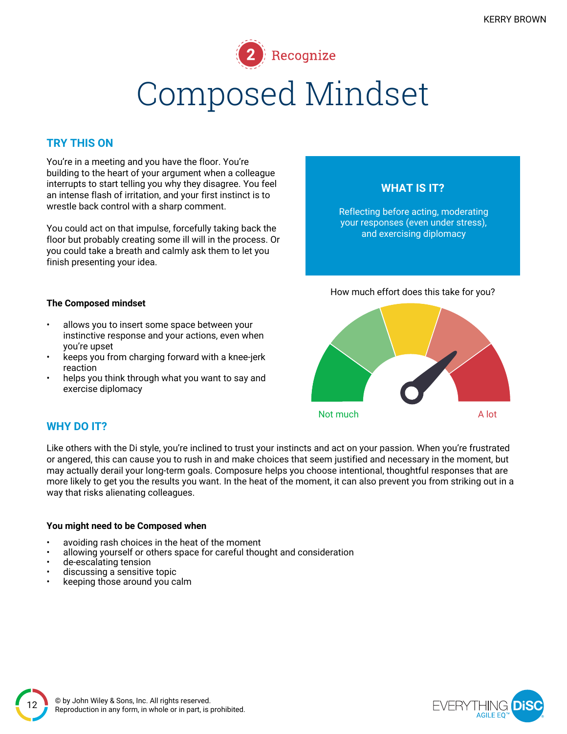2 Recognize

# Composed Mindset

## TRY THIS ON

You're in a meeting and you have the floor. You're building to the heart of your argument when a colleague interrupts to start telling you why they disagree. You feel an intense flash of irritation, and your first instinct is to wrestle back control with a sharp comment.

You could act on that impulse, forcefully taking back the floor but probably creating some ill will in the process. Or you could take a breath and calmly ask them to let you finish presenting your idea.

### WHAT IS IT?

Reflecting before acting, moderating your responses (even under stress), and exercising diplomacy

How much effort does this take for you?

Not much — A lot

**The Composed mindset**

- allows you to insert some space between your instinctive response and your actions, even when you're upset
- keeps you from charging forward with a knee-jerk reaction
- helps you think through what you want to say and exercise diplomacy

## WHY DO IT?

Like others with the Di style, you're inclined to trust your instincts and act on your passion. When you're frustrated or angered, this can cause you to rush in and make choices that seem justified and necessary in the moment, but may actually derail your long-term goals. Composure helps you choose intentional, thoughtful responses that are more likely to get you the results you want. In the heat of the moment, it can also prevent you from striking out in a way that risks alienating colleagues.

**You might need to be Composed when**

- avoiding rash choices in the heat of the moment
- allowing yourself or others space for careful thought and consideration
- de-escalating tension
- discussing a sensitive topic
- keeping those around you calm

© by John Wiley & Sons, Inc. All rights reserved.
Reproduction in any form, in whole or in part, is prohibited.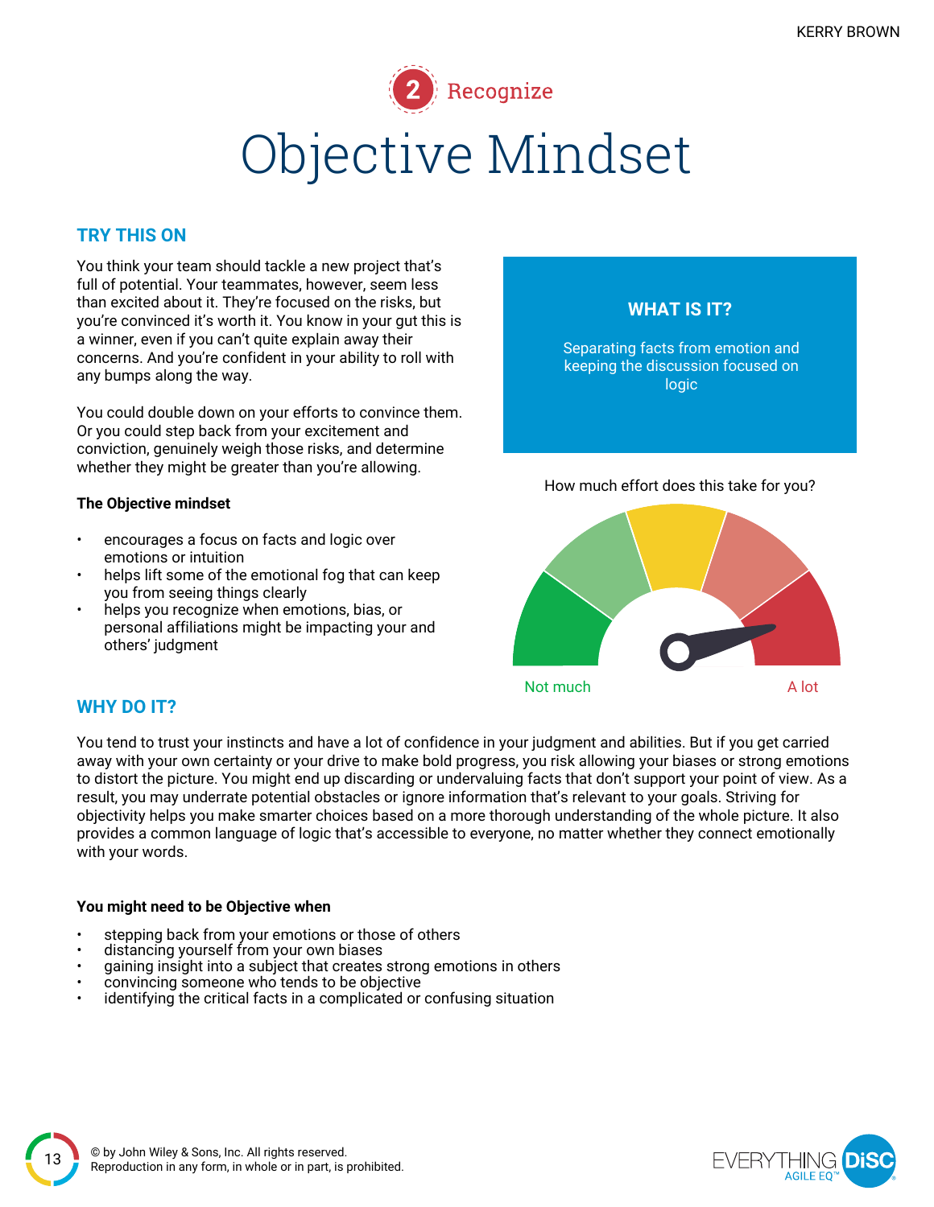2 Recognize

# Objective Mindset

## TRY THIS ON

You think your team should tackle a new project that's full of potential. Your teammates, however, seem less than excited about it. They're focused on the risks, but you're convinced it's worth it. You know in your gut this is a winner, even if you can't quite explain away their concerns. And you're confident in your ability to roll with any bumps along the way.

You could double down on your efforts to convince them. Or you could step back from your excitement and conviction, genuinely weigh those risks, and determine whether they might be greater than you're allowing.

**The Objective mindset**

- encourages a focus on facts and logic over emotions or intuition
- helps lift some of the emotional fog that can keep you from seeing things clearly
- helps you recognize when emotions, bias, or personal affiliations might be impacting your and others' judgment

### WHAT IS IT?

Separating facts from emotion and keeping the discussion focused on logic

How much effort does this take for you?

Not much — A lot

## WHY DO IT?

You tend to trust your instincts and have a lot of confidence in your judgment and abilities. But if you get carried away with your own certainty or your drive to make bold progress, you risk allowing your biases or strong emotions to distort the picture. You might end up discarding or undervaluing facts that don't support your point of view. As a result, you may underrate potential obstacles or ignore information that's relevant to your goals. Striving for objectivity helps you make smarter choices based on a more thorough understanding of the whole picture. It also provides a common language of logic that's accessible to everyone, no matter whether they connect emotionally with your words.

**You might need to be Objective when**

- stepping back from your emotions or those of others
- distancing yourself from your own biases
- gaining insight into a subject that creates strong emotions in others
- convincing someone who tends to be objective
- identifying the critical facts in a complicated or confusing situation

© by John Wiley & Sons, Inc. All rights reserved.
Reproduction in any form, in whole or in part, is prohibited.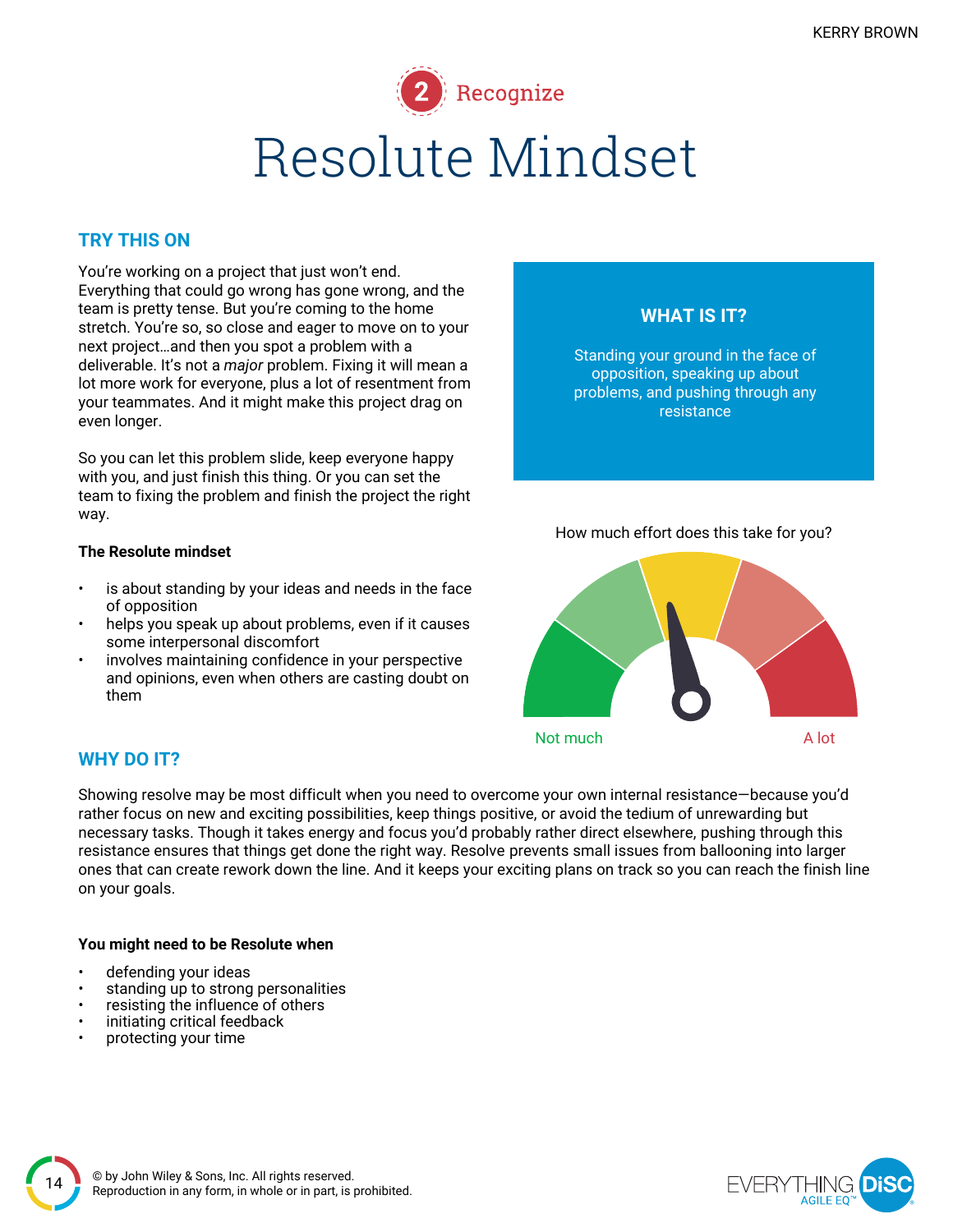2 Recognize

# Resolute Mindset

## TRY THIS ON

You're working on a project that just won't end. Everything that could go wrong has gone wrong, and the team is pretty tense. But you're coming to the home stretch. You're so, so close and eager to move on to your next project…and then you spot a problem with a deliverable. It's not a *major* problem. Fixing it will mean a lot more work for everyone, plus a lot of resentment from your teammates. And it might make this project drag on even longer.

So you can let this problem slide, keep everyone happy with you, and just finish this thing. Or you can set the team to fixing the problem and finish the project the right way.

**The Resolute mindset**

- is about standing by your ideas and needs in the face of opposition
- helps you speak up about problems, even if it causes some interpersonal discomfort
- involves maintaining confidence in your perspective and opinions, even when others are casting doubt on them

### WHAT IS IT?

Standing your ground in the face of opposition, speaking up about problems, and pushing through any resistance

How much effort does this take for you?

Not much — A lot

## WHY DO IT?

Showing resolve may be most difficult when you need to overcome your own internal resistance—because you'd rather focus on new and exciting possibilities, keep things positive, or avoid the tedium of unrewarding but necessary tasks. Though it takes energy and focus you'd probably rather direct elsewhere, pushing through this resistance ensures that things get done the right way. Resolve prevents small issues from ballooning into larger ones that can create rework down the line. And it keeps your exciting plans on track so you can reach the finish line on your goals.

**You might need to be Resolute when**

- defending your ideas
- standing up to strong personalities
- resisting the influence of others
- initiating critical feedback
- protecting your time

© by John Wiley & Sons, Inc. All rights reserved.
Reproduction in any form, in whole or in part, is prohibited.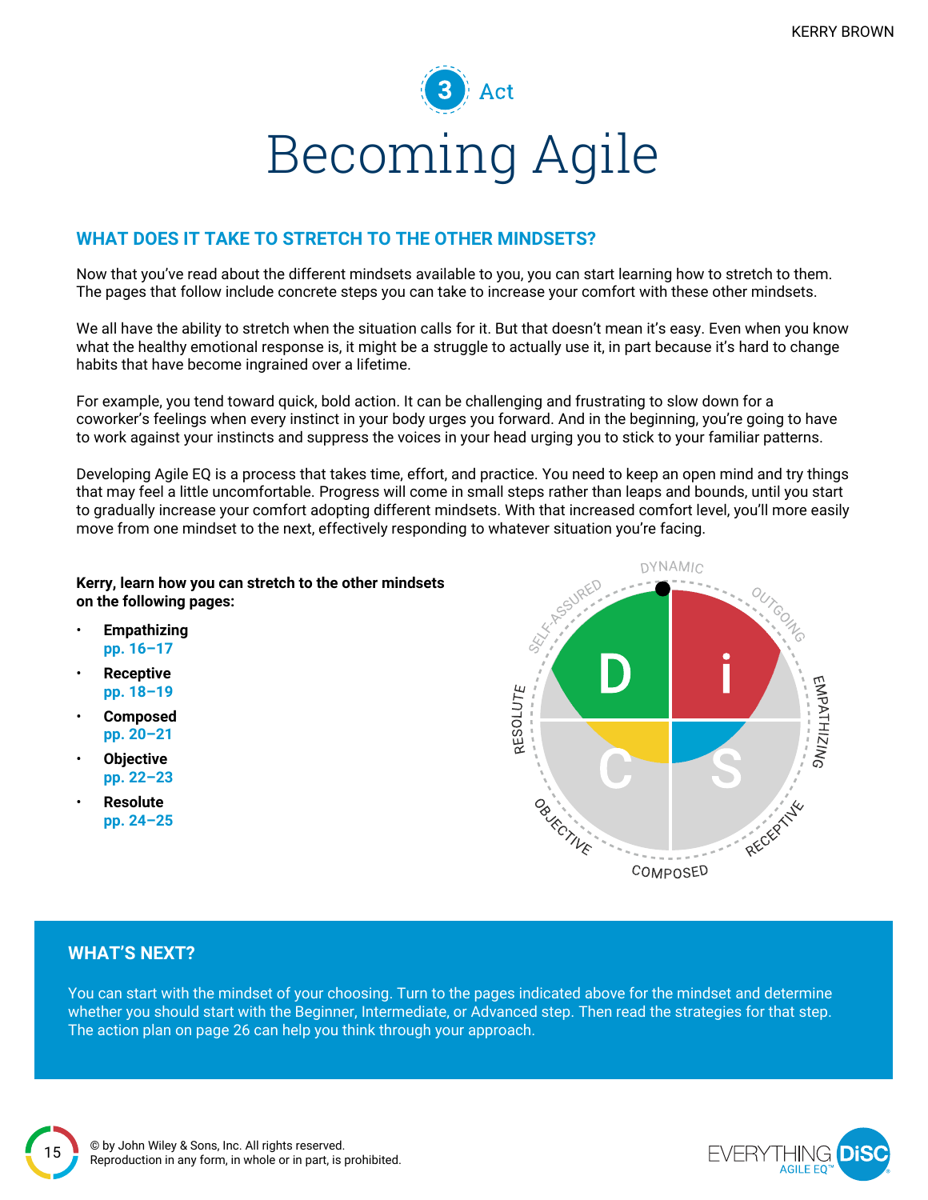3 Act

# Becoming Agile

## WHAT DOES IT TAKE TO STRETCH TO THE OTHER MINDSETS?

Now that you've read about the different mindsets available to you, you can start learning how to stretch to them. The pages that follow include concrete steps you can take to increase your comfort with these other mindsets.

We all have the ability to stretch when the situation calls for it. But that doesn't mean it's easy. Even when you know what the healthy emotional response is, it might be a struggle to actually use it, in part because it's hard to change habits that have become ingrained over a lifetime.

For example, you tend toward quick, bold action. It can be challenging and frustrating to slow down for a coworker's feelings when every instinct in your body urges you forward. And in the beginning, you're going to have to work against your instincts and suppress the voices in your head urging you to stick to your familiar patterns.

Developing Agile EQ is a process that takes time, effort, and practice. You need to keep an open mind and try things that may feel a little uncomfortable. Progress will come in small steps rather than leaps and bounds, until you start to gradually increase your comfort adopting different mindsets. With that increased comfort level, you'll more easily move from one mindset to the next, effectively responding to whatever situation you're facing.

**Kerry, learn how you can stretch to the other mindsets on the following pages:**

- **Empathizing**
  pp. 16–17
- **Receptive**
  pp. 18–19
- **Composed**
  pp. 20–21
- **Objective**
  pp. 22–23
- **Resolute**
  pp. 24–25

DYNAMIC · OUTGOING · EMPATHIZING · RECEPTIVE · COMPOSED · OBJECTIVE · RESOLUTE · SELF-ASSURED

D · i · S · C

## WHAT'S NEXT?

You can start with the mindset of your choosing. Turn to the pages indicated above for the mindset and determine whether you should start with the Beginner, Intermediate, or Advanced step. Then read the strategies for that step. The action plan on page 26 can help you think through your approach.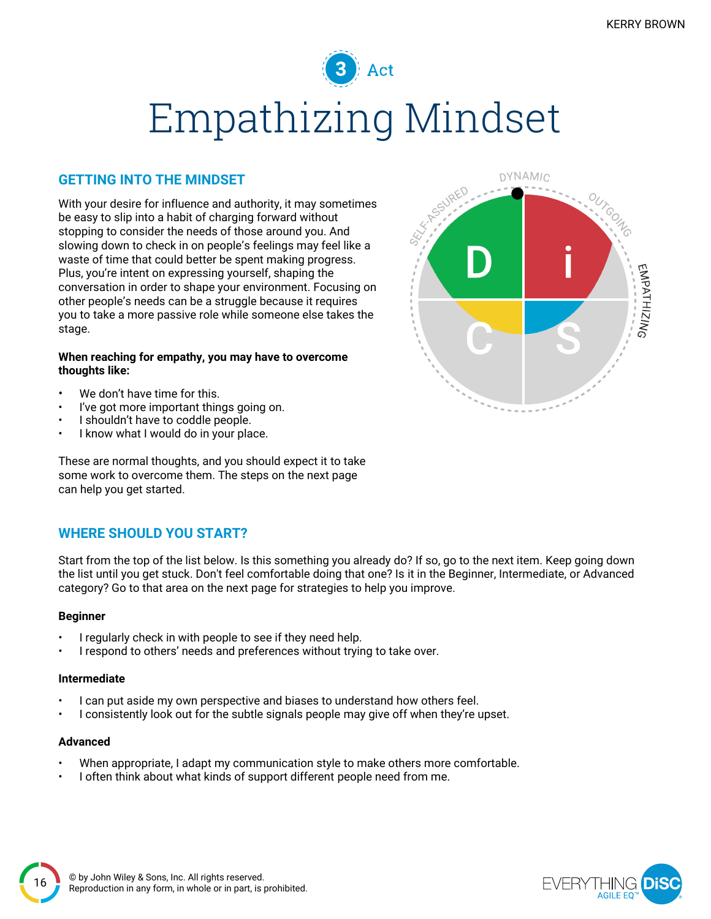3 Act

# Empathizing Mindset

## GETTING INTO THE MINDSET

With your desire for influence and authority, it may sometimes be easy to slip into a habit of charging forward without stopping to consider the needs of those around you. And slowing down to check in on people's feelings may feel like a waste of time that could better be spent making progress. Plus, you're intent on expressing yourself, shaping the conversation in order to shape your environment. Focusing on other people's needs can be a struggle because it requires you to take a more passive role while someone else takes the stage.

**When reaching for empathy, you may have to overcome thoughts like:**

- We don't have time for this.
- I've got more important things going on.
- I shouldn't have to coddle people.
- I know what I would do in your place.

These are normal thoughts, and you should expect it to take some work to overcome them. The steps on the next page can help you get started.

## WHERE SHOULD YOU START?

Start from the top of the list below. Is this something you already do? If so, go to the next item. Keep going down the list until you get stuck. Don't feel comfortable doing that one? Is it in the Beginner, Intermediate, or Advanced category? Go to that area on the next page for strategies to help you improve.

### Beginner

- I regularly check in with people to see if they need help.
- I respond to others' needs and preferences without trying to take over.

### Intermediate

- I can put aside my own perspective and biases to understand how others feel.
- I consistently look out for the subtle signals people may give off when they're upset.

### Advanced

- When appropriate, I adapt my communication style to make others more comfortable.
- I often think about what kinds of support different people need from me.

© by John Wiley & Sons, Inc. All rights reserved.
Reproduction in any form, in whole or in part, is prohibited.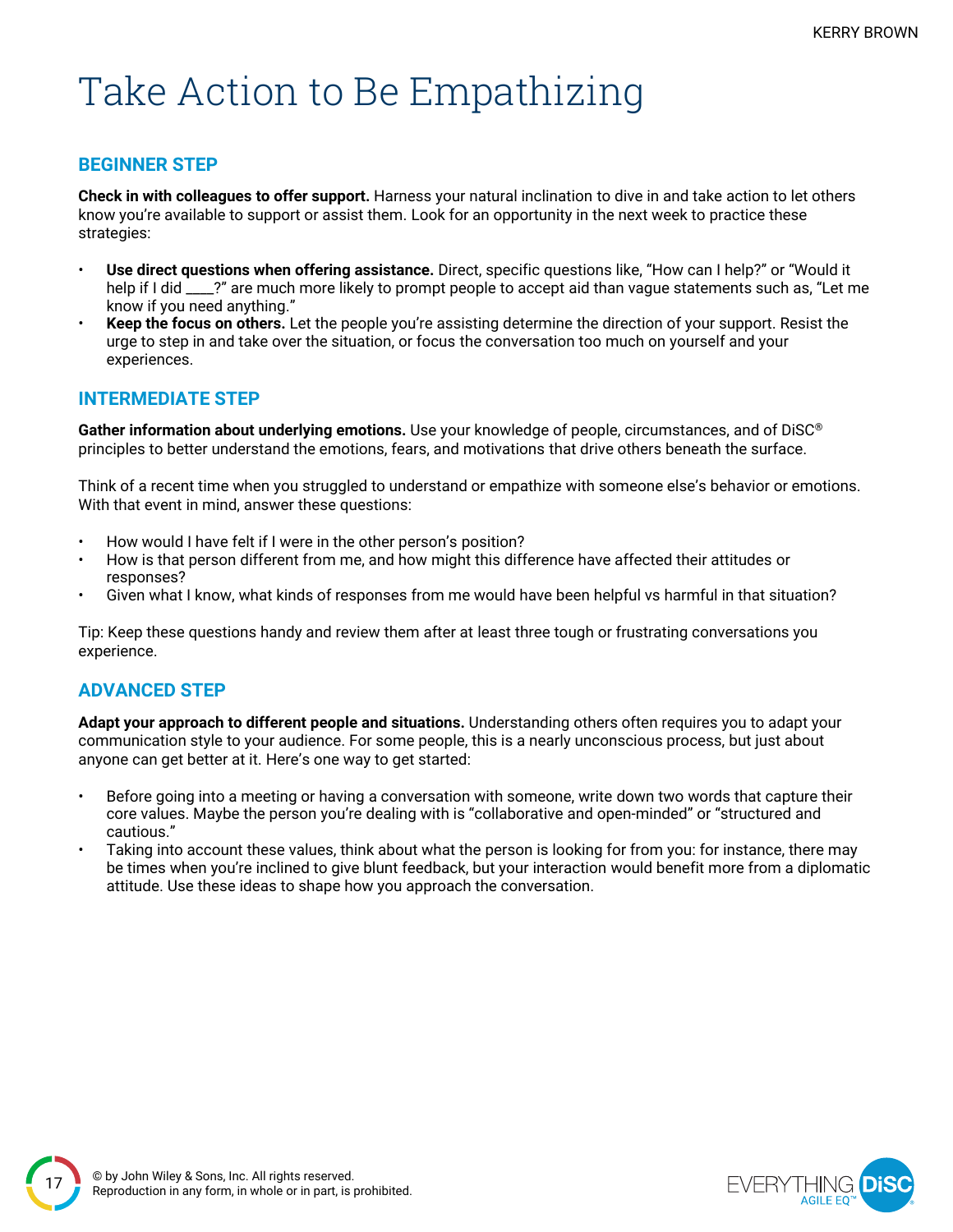# Take Action to Be Empathizing

## BEGINNER STEP

**Check in with colleagues to offer support.** Harness your natural inclination to dive in and take action to let others know you're available to support or assist them. Look for an opportunity in the next week to practice these strategies:

- **Use direct questions when offering assistance.** Direct, specific questions like, "How can I help?" or "Would it help if I did ____?" are much more likely to prompt people to accept aid than vague statements such as, "Let me know if you need anything."
- **Keep the focus on others.** Let the people you're assisting determine the direction of your support. Resist the urge to step in and take over the situation, or focus the conversation too much on yourself and your experiences.

## INTERMEDIATE STEP

**Gather information about underlying emotions.** Use your knowledge of people, circumstances, and of DiSC® principles to better understand the emotions, fears, and motivations that drive others beneath the surface.

Think of a recent time when you struggled to understand or empathize with someone else's behavior or emotions. With that event in mind, answer these questions:

- How would I have felt if I were in the other person's position?
- How is that person different from me, and how might this difference have affected their attitudes or responses?
- Given what I know, what kinds of responses from me would have been helpful vs harmful in that situation?

Tip: Keep these questions handy and review them after at least three tough or frustrating conversations you experience.

## ADVANCED STEP

**Adapt your approach to different people and situations.** Understanding others often requires you to adapt your communication style to your audience. For some people, this is a nearly unconscious process, but just about anyone can get better at it. Here's one way to get started:

- Before going into a meeting or having a conversation with someone, write down two words that capture their core values. Maybe the person you're dealing with is "collaborative and open-minded" or "structured and cautious."
- Taking into account these values, think about what the person is looking for from you: for instance, there may be times when you're inclined to give blunt feedback, but your interaction would benefit more from a diplomatic attitude. Use these ideas to shape how you approach the conversation.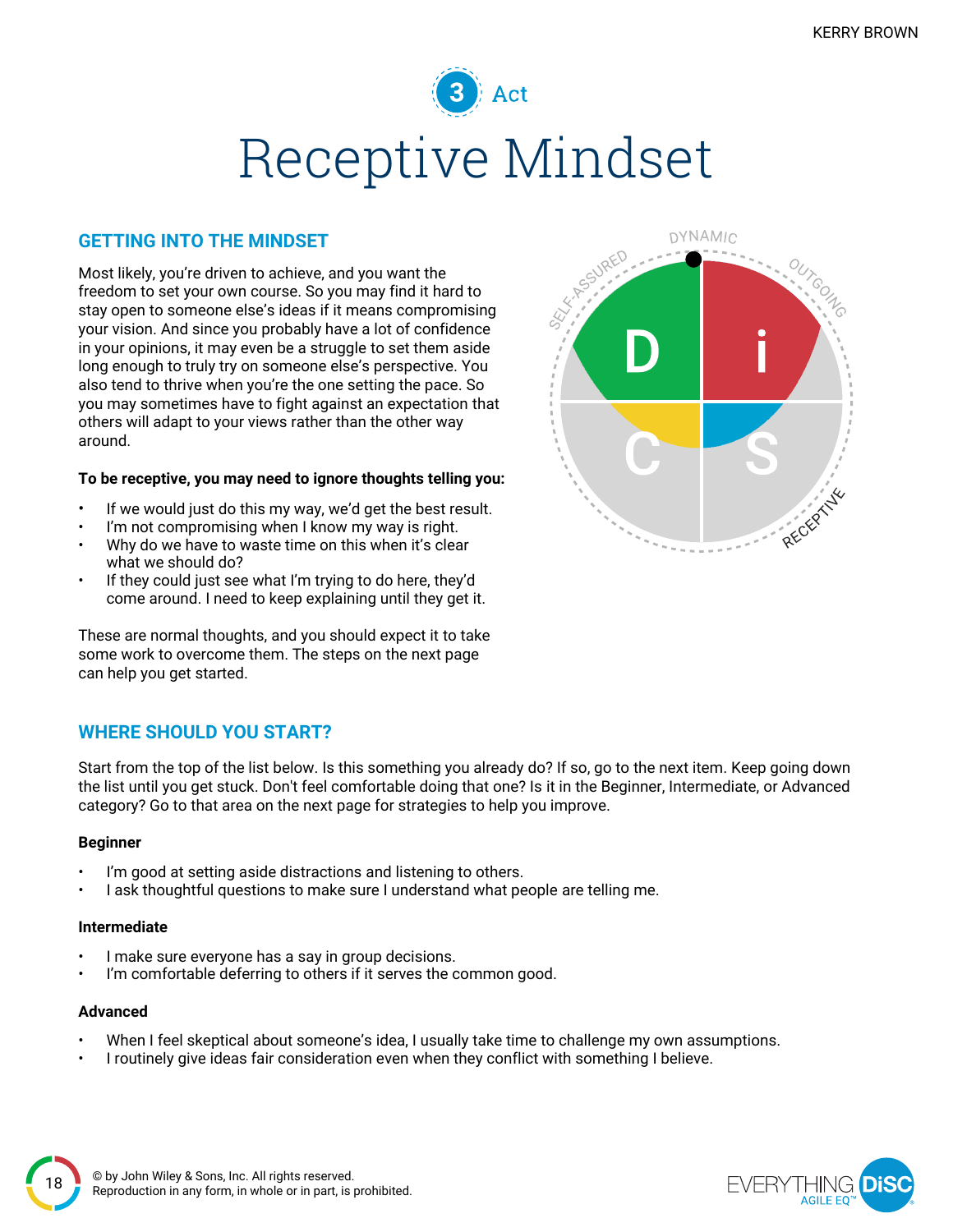3 Act

# Receptive Mindset

## GETTING INTO THE MINDSET

Most likely, you're driven to achieve, and you want the freedom to set your own course. So you may find it hard to stay open to someone else's ideas if it means compromising your vision. And since you probably have a lot of confidence in your opinions, it may even be a struggle to set them aside long enough to truly try on someone else's perspective. You also tend to thrive when you're the one setting the pace. So you may sometimes have to fight against an expectation that others will adapt to your views rather than the other way around.

**To be receptive, you may need to ignore thoughts telling you:**

- If we would just do this my way, we'd get the best result.
- I'm not compromising when I know my way is right.
- Why do we have to waste time on this when it's clear what we should do?
- If they could just see what I'm trying to do here, they'd come around. I need to keep explaining until they get it.

These are normal thoughts, and you should expect it to take some work to overcome them. The steps on the next page can help you get started.

## WHERE SHOULD YOU START?

Start from the top of the list below. Is this something you already do? If so, go to the next item. Keep going down the list until you get stuck. Don't feel comfortable doing that one? Is it in the Beginner, Intermediate, or Advanced category? Go to that area on the next page for strategies to help you improve.

**Beginner**

- I'm good at setting aside distractions and listening to others.
- I ask thoughtful questions to make sure I understand what people are telling me.

**Intermediate**

- I make sure everyone has a say in group decisions.
- I'm comfortable deferring to others if it serves the common good.

**Advanced**

- When I feel skeptical about someone's idea, I usually take time to challenge my own assumptions.
- I routinely give ideas fair consideration even when they conflict with something I believe.

© by John Wiley & Sons, Inc. All rights reserved.
Reproduction in any form, in whole or in part, is prohibited.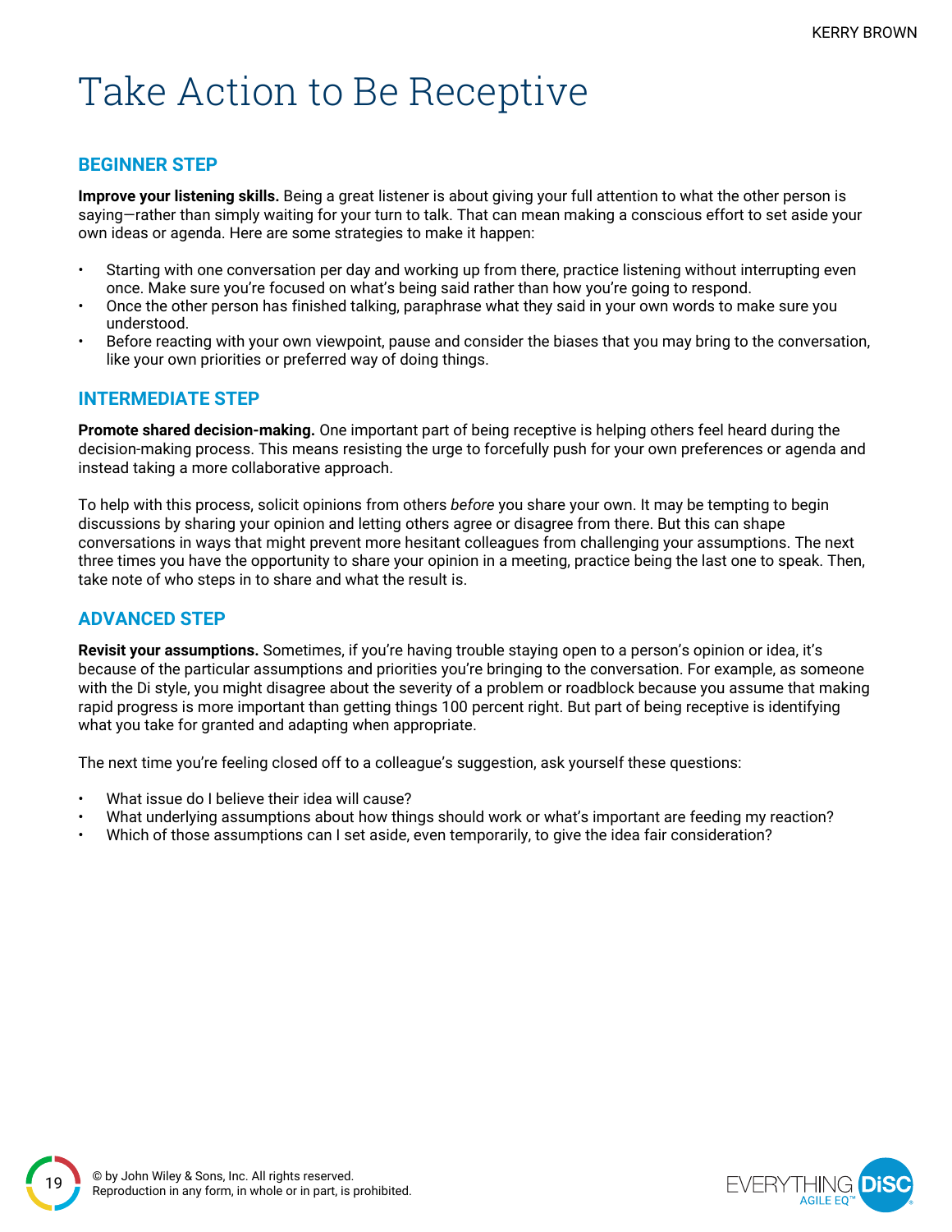# Take Action to Be Receptive

## BEGINNER STEP

**Improve your listening skills.** Being a great listener is about giving your full attention to what the other person is saying—rather than simply waiting for your turn to talk. That can mean making a conscious effort to set aside your own ideas or agenda. Here are some strategies to make it happen:

- Starting with one conversation per day and working up from there, practice listening without interrupting even once. Make sure you're focused on what's being said rather than how you're going to respond.
- Once the other person has finished talking, paraphrase what they said in your own words to make sure you understood.
- Before reacting with your own viewpoint, pause and consider the biases that you may bring to the conversation, like your own priorities or preferred way of doing things.

## INTERMEDIATE STEP

**Promote shared decision-making.** One important part of being receptive is helping others feel heard during the decision-making process. This means resisting the urge to forcefully push for your own preferences or agenda and instead taking a more collaborative approach.

To help with this process, solicit opinions from others *before* you share your own. It may be tempting to begin discussions by sharing your opinion and letting others agree or disagree from there. But this can shape conversations in ways that might prevent more hesitant colleagues from challenging your assumptions. The next three times you have the opportunity to share your opinion in a meeting, practice being the last one to speak. Then, take note of who steps in to share and what the result is.

## ADVANCED STEP

**Revisit your assumptions.** Sometimes, if you're having trouble staying open to a person's opinion or idea, it's because of the particular assumptions and priorities you're bringing to the conversation. For example, as someone with the Di style, you might disagree about the severity of a problem or roadblock because you assume that making rapid progress is more important than getting things 100 percent right. But part of being receptive is identifying what you take for granted and adapting when appropriate.

The next time you're feeling closed off to a colleague's suggestion, ask yourself these questions:

- What issue do I believe their idea will cause?
- What underlying assumptions about how things should work or what's important are feeding my reaction?
- Which of those assumptions can I set aside, even temporarily, to give the idea fair consideration?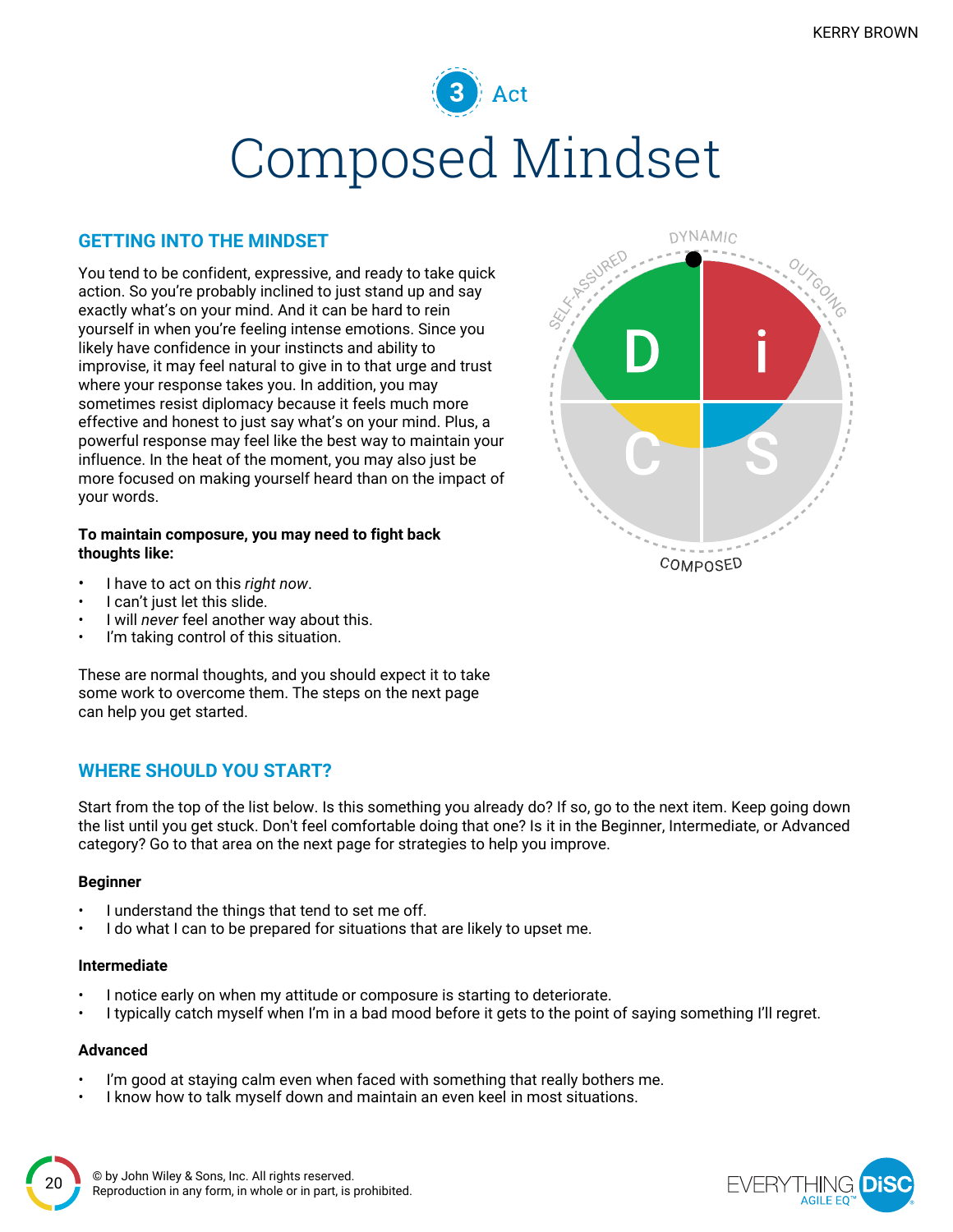3 Act

# Composed Mindset

## GETTING INTO THE MINDSET

You tend to be confident, expressive, and ready to take quick action. So you're probably inclined to just stand up and say exactly what's on your mind. And it can be hard to rein yourself in when you're feeling intense emotions. Since you likely have confidence in your instincts and ability to improvise, it may feel natural to give in to that urge and trust where your response takes you. In addition, you may sometimes resist diplomacy because it feels much more effective and honest to just say what's on your mind. Plus, a powerful response may feel like the best way to maintain your influence. In the heat of the moment, you may also just be more focused on making yourself heard than on the impact of your words.

**To maintain composure, you may need to fight back thoughts like:**

- I have to act on this *right now*.
- I can't just let this slide.
- I will *never* feel another way about this.
- I'm taking control of this situation.

These are normal thoughts, and you should expect it to take some work to overcome them. The steps on the next page can help you get started.

## WHERE SHOULD YOU START?

Start from the top of the list below. Is this something you already do? If so, go to the next item. Keep going down the list until you get stuck. Don't feel comfortable doing that one? Is it in the Beginner, Intermediate, or Advanced category? Go to that area on the next page for strategies to help you improve.

**Beginner**

- I understand the things that tend to set me off.
- I do what I can to be prepared for situations that are likely to upset me.

**Intermediate**

- I notice early on when my attitude or composure is starting to deteriorate.
- I typically catch myself when I'm in a bad mood before it gets to the point of saying something I'll regret.

**Advanced**

- I'm good at staying calm even when faced with something that really bothers me.
- I know how to talk myself down and maintain an even keel in most situations.

© by John Wiley & Sons, Inc. All rights reserved.
Reproduction in any form, in whole or in part, is prohibited.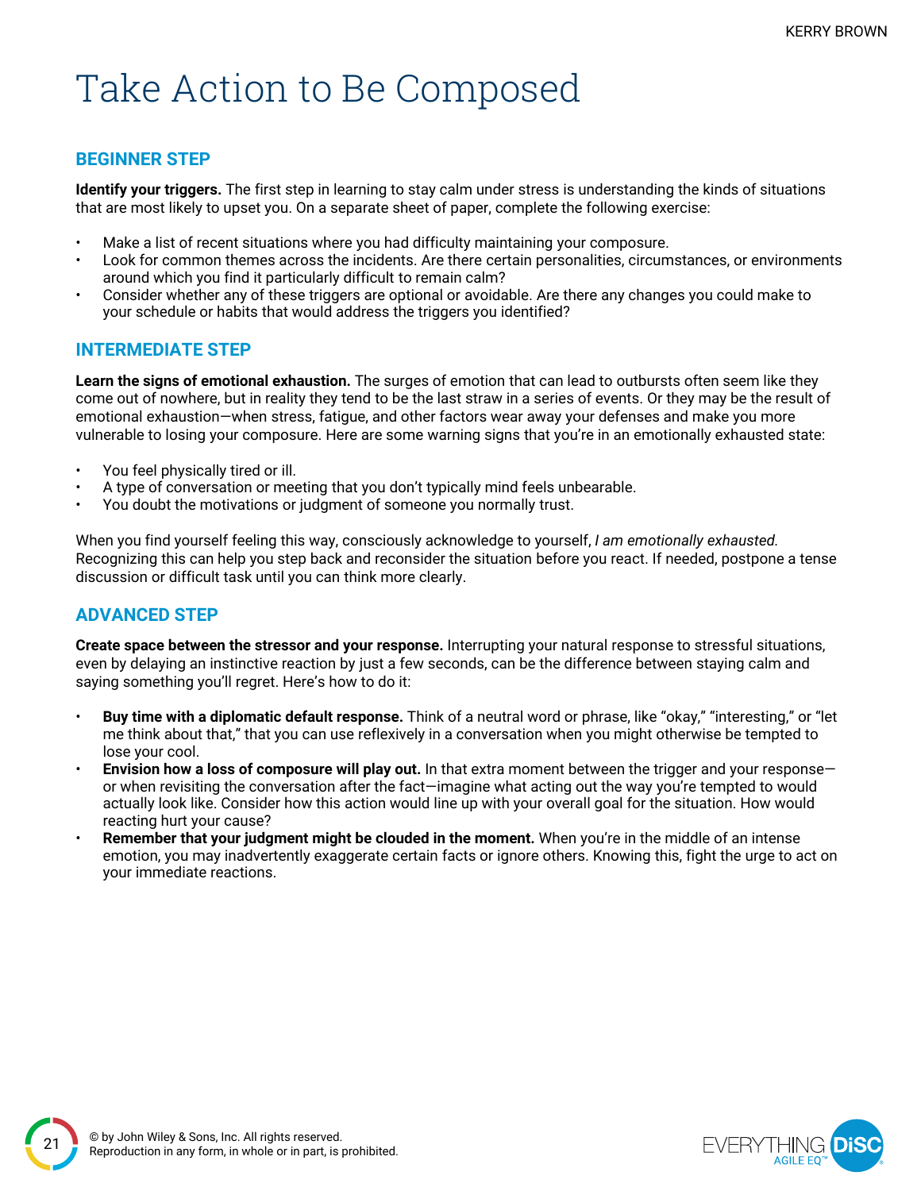# Take Action to Be Composed

## BEGINNER STEP

**Identify your triggers.** The first step in learning to stay calm under stress is understanding the kinds of situations that are most likely to upset you. On a separate sheet of paper, complete the following exercise:

- Make a list of recent situations where you had difficulty maintaining your composure.
- Look for common themes across the incidents. Are there certain personalities, circumstances, or environments around which you find it particularly difficult to remain calm?
- Consider whether any of these triggers are optional or avoidable. Are there any changes you could make to your schedule or habits that would address the triggers you identified?

## INTERMEDIATE STEP

**Learn the signs of emotional exhaustion.** The surges of emotion that can lead to outbursts often seem like they come out of nowhere, but in reality they tend to be the last straw in a series of events. Or they may be the result of emotional exhaustion—when stress, fatigue, and other factors wear away your defenses and make you more vulnerable to losing your composure. Here are some warning signs that you're in an emotionally exhausted state:

- You feel physically tired or ill.
- A type of conversation or meeting that you don't typically mind feels unbearable.
- You doubt the motivations or judgment of someone you normally trust.

When you find yourself feeling this way, consciously acknowledge to yourself, *I am emotionally exhausted.* Recognizing this can help you step back and reconsider the situation before you react. If needed, postpone a tense discussion or difficult task until you can think more clearly.

## ADVANCED STEP

**Create space between the stressor and your response.** Interrupting your natural response to stressful situations, even by delaying an instinctive reaction by just a few seconds, can be the difference between staying calm and saying something you'll regret. Here's how to do it:

- **Buy time with a diplomatic default response.** Think of a neutral word or phrase, like "okay," "interesting," or "let me think about that," that you can use reflexively in a conversation when you might otherwise be tempted to lose your cool.
- **Envision how a loss of composure will play out.** In that extra moment between the trigger and your response—or when revisiting the conversation after the fact—imagine what acting out the way you're tempted to would actually look like. Consider how this action would line up with your overall goal for the situation. How would reacting hurt your cause?
- **Remember that your judgment might be clouded in the moment.** When you're in the middle of an intense emotion, you may inadvertently exaggerate certain facts or ignore others. Knowing this, fight the urge to act on your immediate reactions.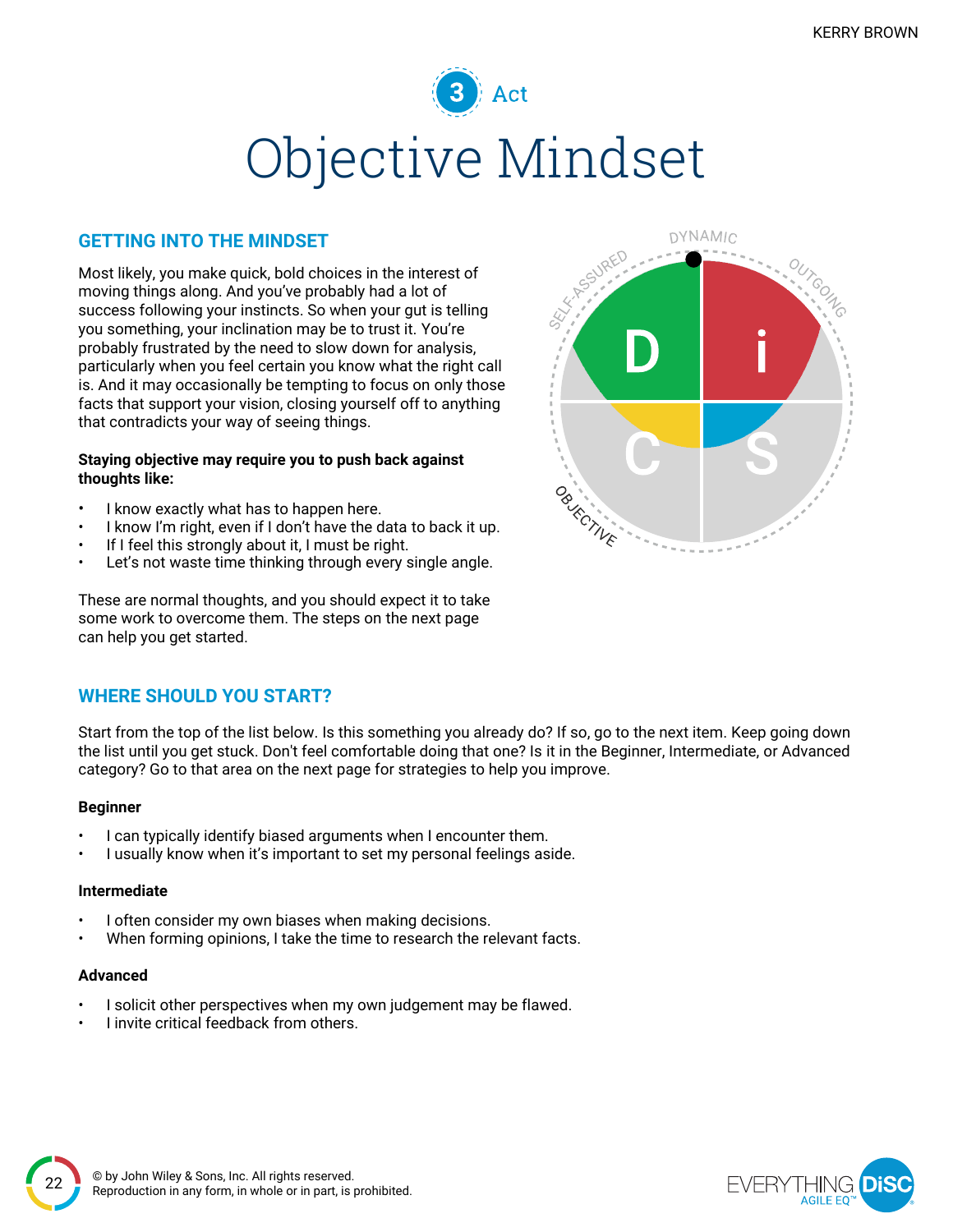3 Act

# Objective Mindset

## GETTING INTO THE MINDSET

Most likely, you make quick, bold choices in the interest of moving things along. And you've probably had a lot of success following your instincts. So when your gut is telling you something, your inclination may be to trust it. You're probably frustrated by the need to slow down for analysis, particularly when you feel certain you know what the right call is. And it may occasionally be tempting to focus on only those facts that support your vision, closing yourself off to anything that contradicts your way of seeing things.

**Staying objective may require you to push back against thoughts like:**

- I know exactly what has to happen here.
- I know I'm right, even if I don't have the data to back it up.
- If I feel this strongly about it, I must be right.
- Let's not waste time thinking through every single angle.

These are normal thoughts, and you should expect it to take some work to overcome them. The steps on the next page can help you get started.

## WHERE SHOULD YOU START?

Start from the top of the list below. Is this something you already do? If so, go to the next item. Keep going down the list until you get stuck. Don't feel comfortable doing that one? Is it in the Beginner, Intermediate, or Advanced category? Go to that area on the next page for strategies to help you improve.

**Beginner**

- I can typically identify biased arguments when I encounter them.
- I usually know when it's important to set my personal feelings aside.

**Intermediate**

- I often consider my own biases when making decisions.
- When forming opinions, I take the time to research the relevant facts.

**Advanced**

- I solicit other perspectives when my own judgement may be flawed.
- I invite critical feedback from others.

© by John Wiley & Sons, Inc. All rights reserved.
Reproduction in any form, in whole or in part, is prohibited.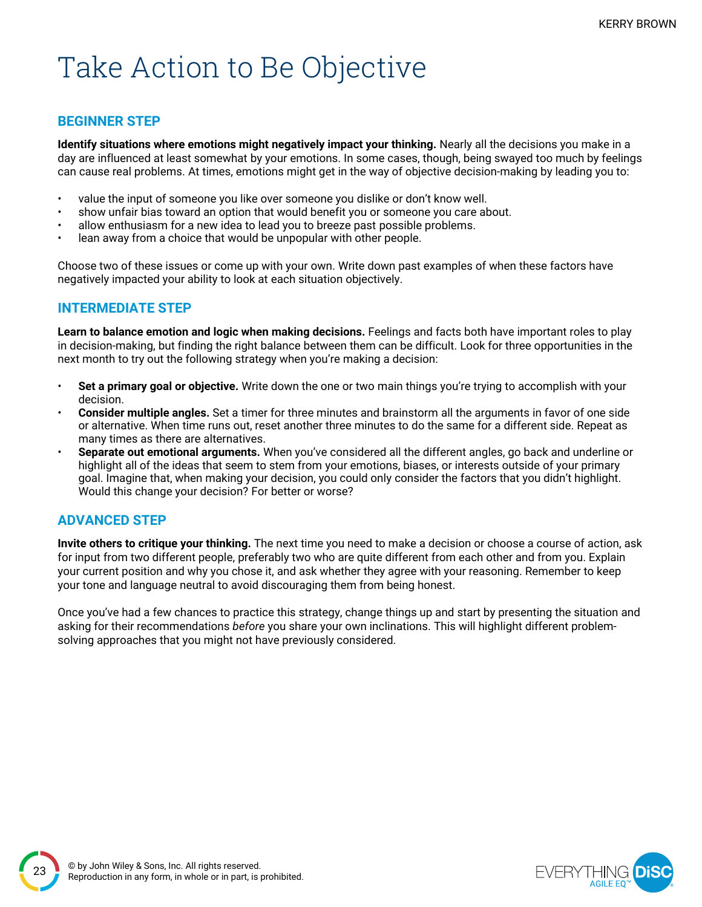# Take Action to Be Objective

## BEGINNER STEP

**Identify situations where emotions might negatively impact your thinking.** Nearly all the decisions you make in a day are influenced at least somewhat by your emotions. In some cases, though, being swayed too much by feelings can cause real problems. At times, emotions might get in the way of objective decision-making by leading you to:

- value the input of someone you like over someone you dislike or don't know well.
- show unfair bias toward an option that would benefit you or someone you care about.
- allow enthusiasm for a new idea to lead you to breeze past possible problems.
- lean away from a choice that would be unpopular with other people.

Choose two of these issues or come up with your own. Write down past examples of when these factors have negatively impacted your ability to look at each situation objectively.

## INTERMEDIATE STEP

**Learn to balance emotion and logic when making decisions.** Feelings and facts both have important roles to play in decision-making, but finding the right balance between them can be difficult. Look for three opportunities in the next month to try out the following strategy when you're making a decision:

- **Set a primary goal or objective.** Write down the one or two main things you're trying to accomplish with your decision.
- **Consider multiple angles.** Set a timer for three minutes and brainstorm all the arguments in favor of one side or alternative. When time runs out, reset another three minutes to do the same for a different side. Repeat as many times as there are alternatives.
- **Separate out emotional arguments.** When you've considered all the different angles, go back and underline or highlight all of the ideas that seem to stem from your emotions, biases, or interests outside of your primary goal. Imagine that, when making your decision, you could only consider the factors that you didn't highlight. Would this change your decision? For better or worse?

## ADVANCED STEP

**Invite others to critique your thinking.** The next time you need to make a decision or choose a course of action, ask for input from two different people, preferably two who are quite different from each other and from you. Explain your current position and why you chose it, and ask whether they agree with your reasoning. Remember to keep your tone and language neutral to avoid discouraging them from being honest.

Once you've had a few chances to practice this strategy, change things up and start by presenting the situation and asking for their recommendations *before* you share your own inclinations. This will highlight different problem-solving approaches that you might not have previously considered.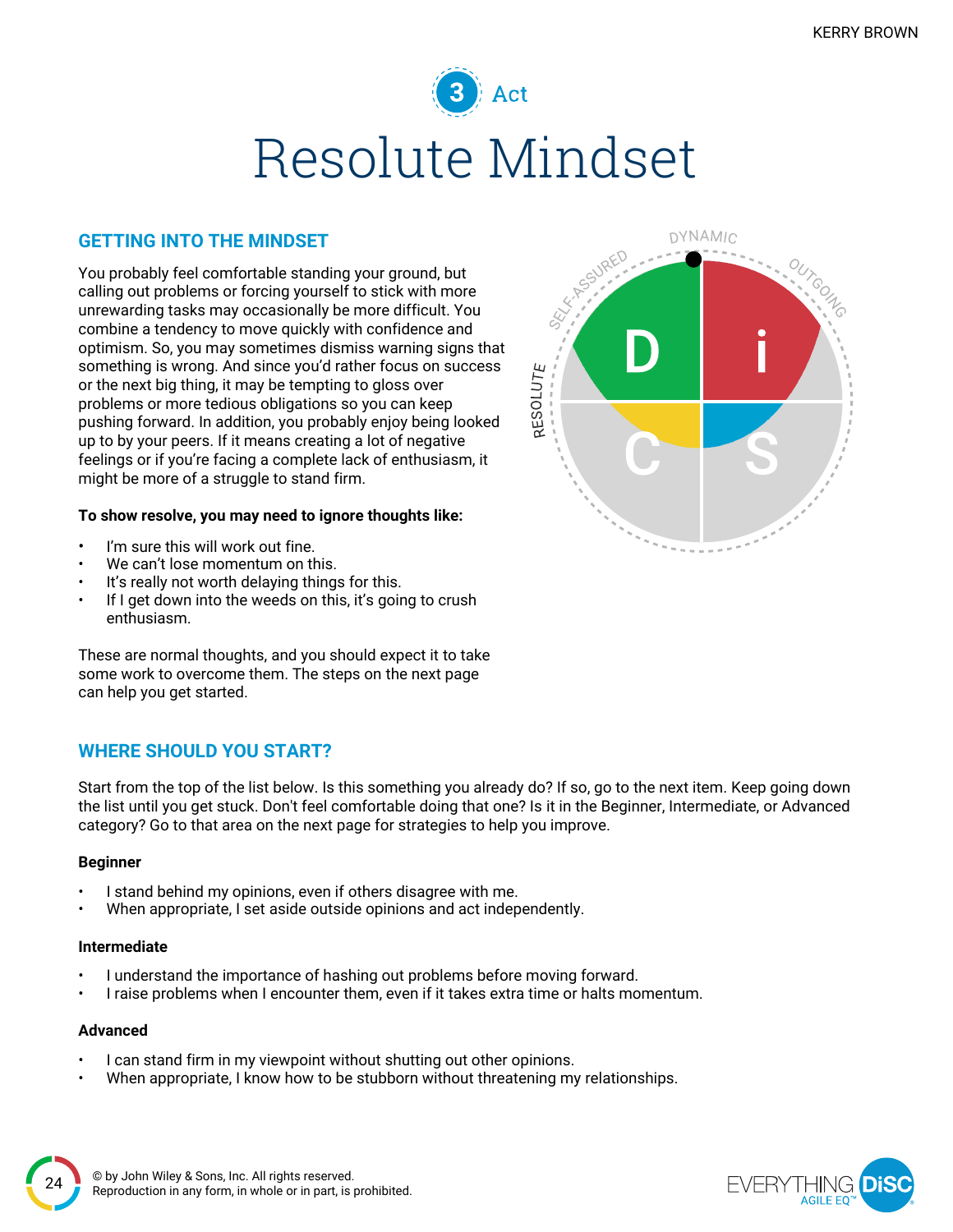3 Act

# Resolute Mindset

## GETTING INTO THE MINDSET

You probably feel comfortable standing your ground, but calling out problems or forcing yourself to stick with more unrewarding tasks may occasionally be more difficult. You combine a tendency to move quickly with confidence and optimism. So, you may sometimes dismiss warning signs that something is wrong. And since you'd rather focus on success or the next big thing, it may be tempting to gloss over problems or more tedious obligations so you can keep pushing forward. In addition, you probably enjoy being looked up to by your peers. If it means creating a lot of negative feelings or if you're facing a complete lack of enthusiasm, it might be more of a struggle to stand firm.

**To show resolve, you may need to ignore thoughts like:**

- I'm sure this will work out fine.
- We can't lose momentum on this.
- It's really not worth delaying things for this.
- If I get down into the weeds on this, it's going to crush enthusiasm.

These are normal thoughts, and you should expect it to take some work to overcome them. The steps on the next page can help you get started.

## WHERE SHOULD YOU START?

Start from the top of the list below. Is this something you already do? If so, go to the next item. Keep going down the list until you get stuck. Don't feel comfortable doing that one? Is it in the Beginner, Intermediate, or Advanced category? Go to that area on the next page for strategies to help you improve.

**Beginner**

- I stand behind my opinions, even if others disagree with me.
- When appropriate, I set aside outside opinions and act independently.

**Intermediate**

- I understand the importance of hashing out problems before moving forward.
- I raise problems when I encounter them, even if it takes extra time or halts momentum.

**Advanced**

- I can stand firm in my viewpoint without shutting out other opinions.
- When appropriate, I know how to be stubborn without threatening my relationships.

© by John Wiley & Sons, Inc. All rights reserved.
Reproduction in any form, in whole or in part, is prohibited.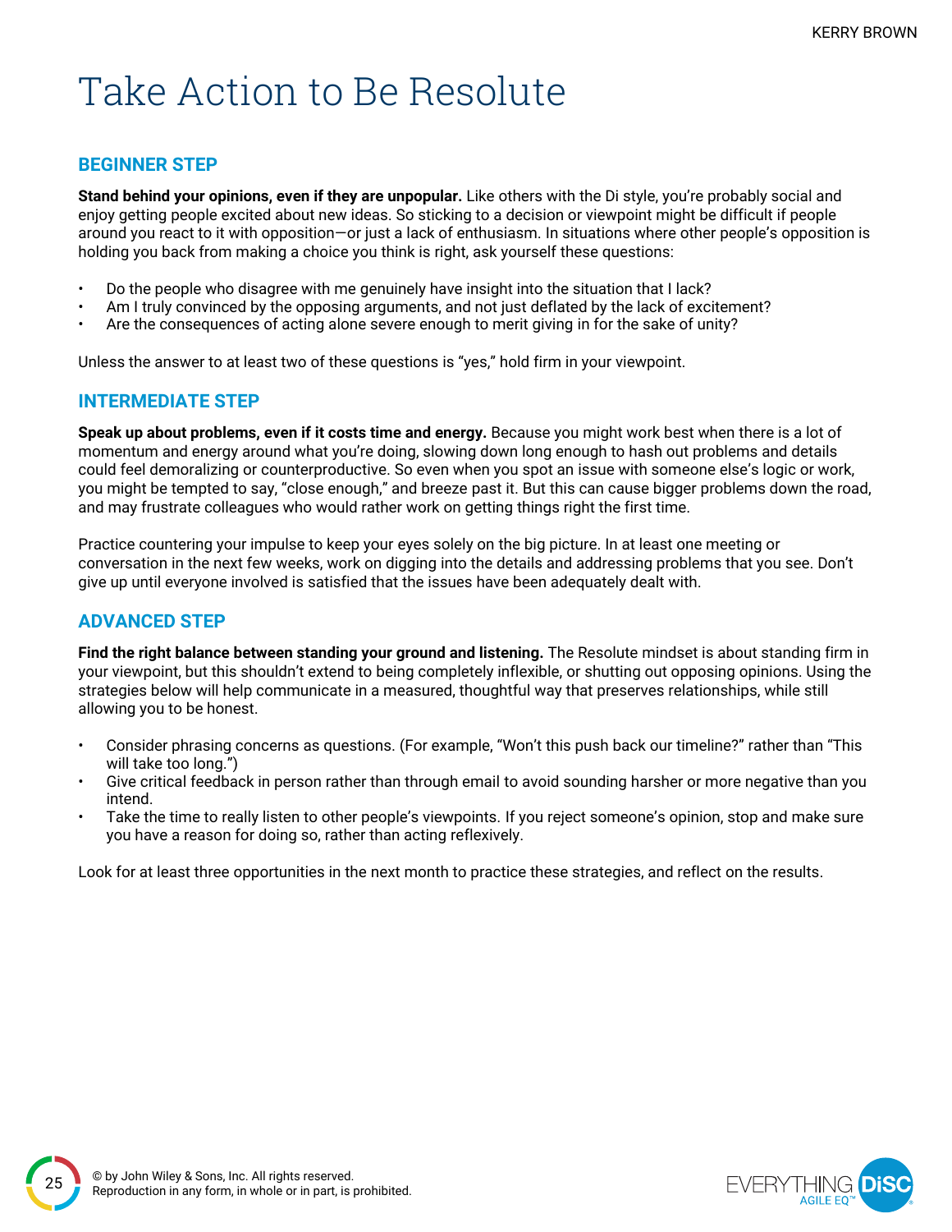# Take Action to Be Resolute

## BEGINNER STEP

**Stand behind your opinions, even if they are unpopular.** Like others with the Di style, you're probably social and enjoy getting people excited about new ideas. So sticking to a decision or viewpoint might be difficult if people around you react to it with opposition—or just a lack of enthusiasm. In situations where other people's opposition is holding you back from making a choice you think is right, ask yourself these questions:

- Do the people who disagree with me genuinely have insight into the situation that I lack?
- Am I truly convinced by the opposing arguments, and not just deflated by the lack of excitement?
- Are the consequences of acting alone severe enough to merit giving in for the sake of unity?

Unless the answer to at least two of these questions is "yes," hold firm in your viewpoint.

## INTERMEDIATE STEP

**Speak up about problems, even if it costs time and energy.** Because you might work best when there is a lot of momentum and energy around what you're doing, slowing down long enough to hash out problems and details could feel demoralizing or counterproductive. So even when you spot an issue with someone else's logic or work, you might be tempted to say, "close enough," and breeze past it. But this can cause bigger problems down the road, and may frustrate colleagues who would rather work on getting things right the first time.

Practice countering your impulse to keep your eyes solely on the big picture. In at least one meeting or conversation in the next few weeks, work on digging into the details and addressing problems that you see. Don't give up until everyone involved is satisfied that the issues have been adequately dealt with.

## ADVANCED STEP

**Find the right balance between standing your ground and listening.** The Resolute mindset is about standing firm in your viewpoint, but this shouldn't extend to being completely inflexible, or shutting out opposing opinions. Using the strategies below will help communicate in a measured, thoughtful way that preserves relationships, while still allowing you to be honest.

- Consider phrasing concerns as questions. (For example, "Won't this push back our timeline?" rather than "This will take too long.")
- Give critical feedback in person rather than through email to avoid sounding harsher or more negative than you intend.
- Take the time to really listen to other people's viewpoints. If you reject someone's opinion, stop and make sure you have a reason for doing so, rather than acting reflexively.

Look for at least three opportunities in the next month to practice these strategies, and reflect on the results.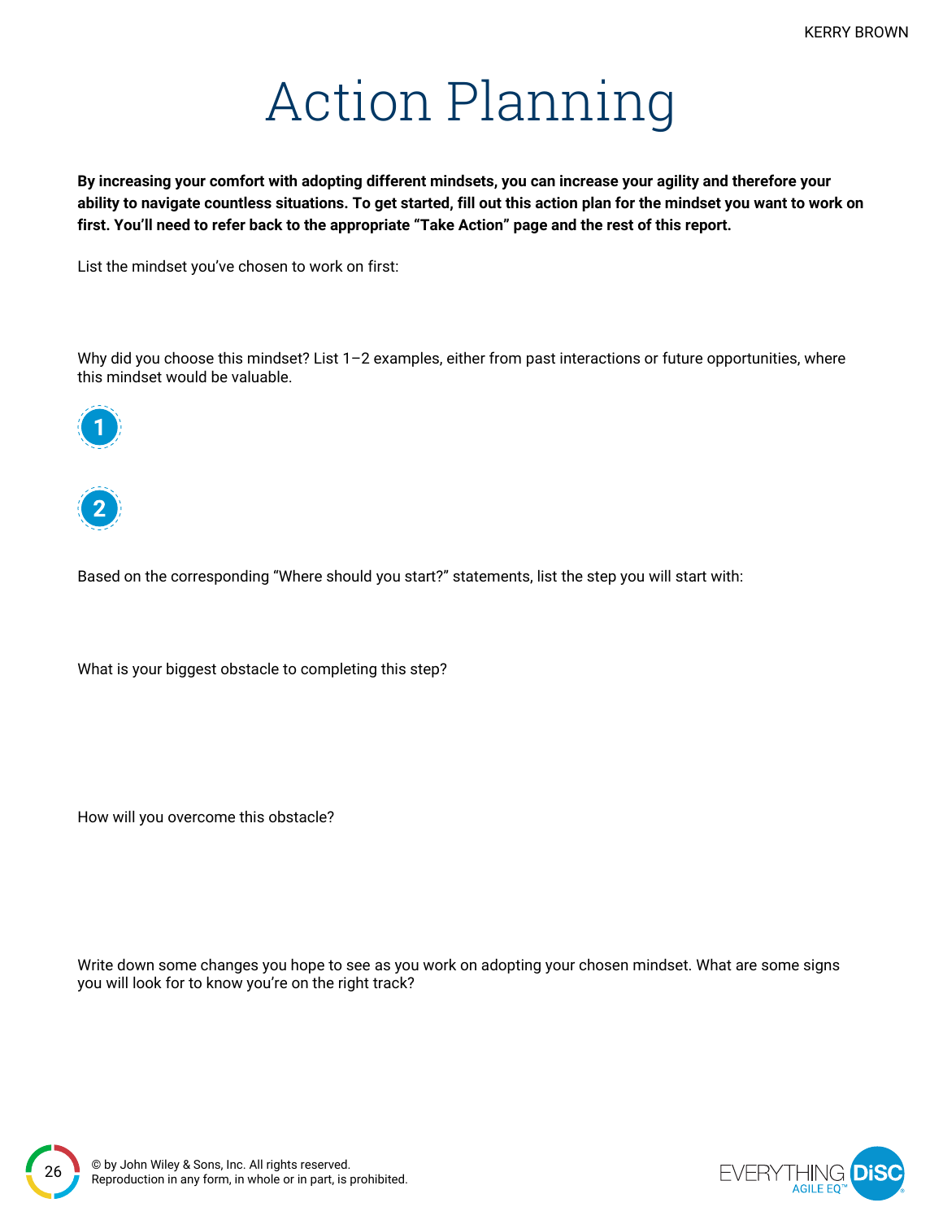# Action Planning

**By increasing your comfort with adopting different mindsets, you can increase your agility and therefore your ability to navigate countless situations. To get started, fill out this action plan for the mindset you want to work on first. You'll need to refer back to the appropriate "Take Action" page and the rest of this report.**

List the mindset you've chosen to work on first:

Why did you choose this mindset? List 1–2 examples, either from past interactions or future opportunities, where this mindset would be valuable.

1

2

Based on the corresponding "Where should you start?" statements, list the step you will start with:

What is your biggest obstacle to completing this step?

How will you overcome this obstacle?

Write down some changes you hope to see as you work on adopting your chosen mindset. What are some signs you will look for to know you're on the right track?

© by John Wiley & Sons, Inc. All rights reserved.
Reproduction in any form, in whole or in part, is prohibited.